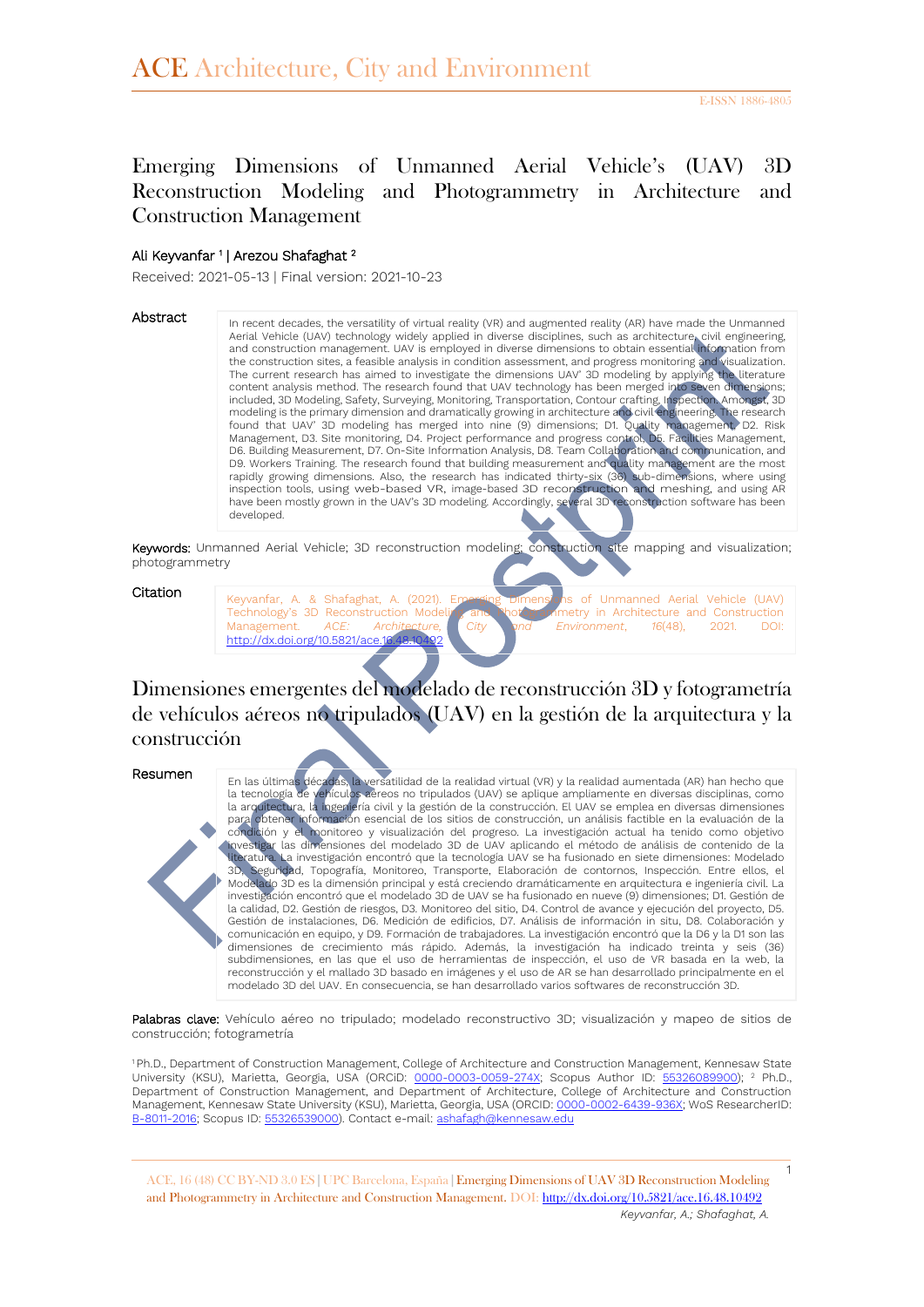# Emerging Dimensions of Unmanned Aerial Vehicle's (UAV) 3D Reconstruction Modeling and Photogrammetry in Architecture and Construction Management

Ali Keyvanfar [1] | Arezou Shafaghat [2]

Received: 2021-05-13 | Final version: 2021-10-23

## Abstract

In recent decades, the versatility of virtual reality (VR) and augmented reality (AR) have made the Unmanned Aerial Vehicle (UAV) technology widely applied in diverse disciplines, such as architecture, civil engineering, and construction management. UAV is employed in diverse dimensions to obtain essential information from the construction sites, a feasible analysis in condition assessment, and progress monitoring and visualization. The current research has aimed to investigate the dimensions UAV' 3D modeling by applying the literature content analysis method. The research found that UAV technology has been merged into seven dimensions; included, 3D Modeling, Safety, Surveying, Monitoring, Transportation, Contour crafting, Inspection. Amongst, 3D modeling is the primary dimension and dramatically growing in architecture and civil engineering. The research found that UAV' 3D modeling has merged into nine (9) dimensions; D1. Quality management, D2. Risk Management, D3. Site monitoring, D4. Project performance and progress control, D5. Facilities Management, D6. Building Measurement, D7. On-Site Information Analysis, D8. Team Collaboration and communication, and D9. Workers Training. The research found that building measurement and quality management are the most rapidly growing dimensions. Also, the research has indicated thirty-six (36) sub-dimensions, where using inspection tools, using web-based VR, image-based 3D reconstruction and meshing, and using AR have been mostly grown in the UAV's 3D modeling. Accordingly, several 3D reconstruction software has been developed.

**Keywords:** Unmanned Aerial Vehicle; 3D reconstruction modeling; construction site mapping and visualization; photogrammetry

## Citation

Keyvanfar, A. & Shafaghat, A. (2021). Emerging Dimensions of Unmanned Aerial Vehicle (UAV) Technology's 3D Reconstruction Modeling and Photogrammetry in Architecture and Construction Management. *ACE: Architecture, City and Environment*, *16*(48), 2021. DOI: http://dx.doi.org/10.5821/ace.16.48.10492

# Dimensiones emergentes del modelado de reconstrucción 3D y fotogrametría de vehículos aéreos no tripulados (UAV) en la gestión de la arquitectura y la construcción

## Resumen

En las últimas décadas, la versatilidad de la realidad virtual (VR) y la realidad aumentada (AR) han hecho que la tecnología de vehículos aéreos no tripulados (UAV) se aplique ampliamente en diversas disciplinas, como la arquitectura, la ingeniería civil y la gestión de la construcción. El UAV se emplea en diversas dimensiones para obtener información esencial de los sitios de construcción, un análisis factible en la evaluación de la condición y el monitoreo y visualización del progreso. La investigación actual ha tenido como objetivo investigar las dimensiones del modelado 3D de UAV aplicando el método de análisis de contenido de la literatura. La investigación encontró que la tecnología UAV se ha fusionado en siete dimensiones: Modelado 3D, Seguridad, Topografía, Monitoreo, Transporte, Elaboración de contornos, Inspección. Entre ellos, el Modelado 3D es la dimensión principal y está creciendo dramáticamente en arquitectura e ingeniería civil. La investigación encontró que el modelado 3D de UAV se ha fusionado en nueve (9) dimensiones; D1. Gestión de la calidad, D2. Gestión de riesgos, D3. Monitoreo del sitio, D4. Control de avance y ejecución del proyecto, D5. Gestión de instalaciones, D6. Medición de edificios, D7. Análisis de información in situ, D8. Colaboración y comunicación en equipo, y D9. Formación de trabajadores. La investigación encontró que la D6 y la D1 son las dimensiones de crecimiento más rápido. Además, la investigación ha indicado treinta y seis (36) subdimensiones, en las que el uso de herramientas de inspección, el uso de VR basada en la web, la reconstrucción y el mallado 3D basado en imágenes y el uso de AR se han desarrollado principalmente en el modelado 3D del UAV. En consecuencia, se han desarrollado varios softwares de reconstrucción 3D.

**Palabras clave:** Vehículo aéreo no tripulado; modelado reconstructivo 3D; visualización y mapeo de sitios de construcción; fotogrametría

[1] Ph.D., Department of Construction Management, College of Architecture and Construction Management, Kennesaw State University (KSU), Marietta, Georgia, USA (ORCiD: 0000-0003-0059-274X; Scopus Author ID: 55326089900); [2] Ph.D., Department of Construction Management, and Department of Architecture, College of Architecture and Construction Management, Kennesaw State University (KSU), Marietta, Georgia, USA (ORCiD: 0000-0002-6439-936X; WoS ResearcherID: B-8011-2016; Scopus ID: 55326539000). Contact e-mail: ashafagh@kennesaw.edu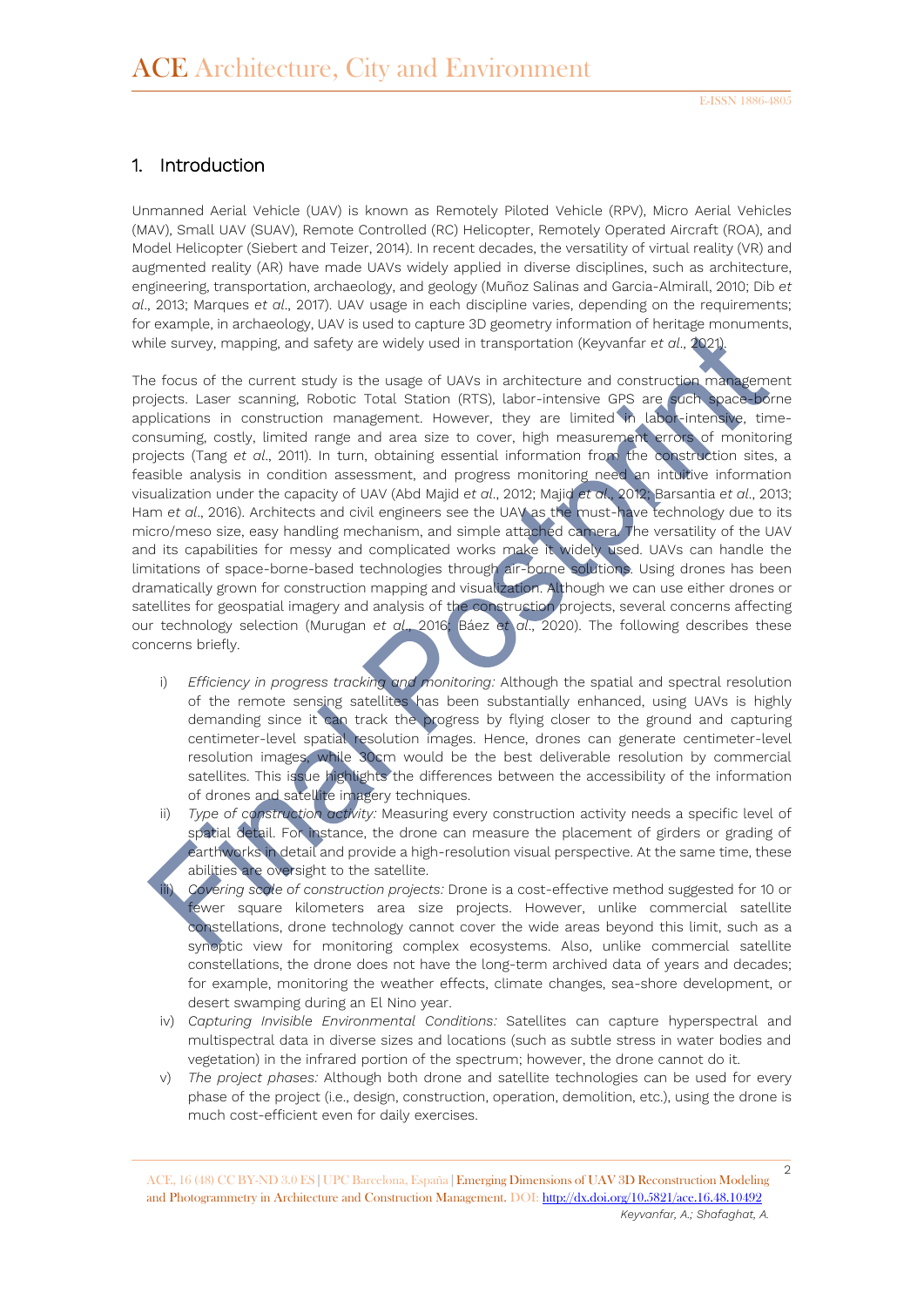## 1. Introduction

Unmanned Aerial Vehicle (UAV) is known as Remotely Piloted Vehicle (RPV), Micro Aerial Vehicles (MAV), Small UAV (SUAV), Remote Controlled (RC) Helicopter, Remotely Operated Aircraft (ROA), and Model Helicopter (Siebert and Teizer, 2014). In recent decades, the versatility of virtual reality (VR) and augmented reality (AR) have made UAVs widely applied in diverse disciplines, such as architecture, engineering, transportation, archaeology, and geology (Muñoz Salinas and Garcia-Almirall, 2010; Dib *et al*., 2013; Marques *et al*., 2017). UAV usage in each discipline varies, depending on the requirements; for example, in archaeology, UAV is used to capture 3D geometry information of heritage monuments, while survey, mapping, and safety are widely used in transportation (Keyvanfar *et al*., 2021).

The focus of the current study is the usage of UAVs in architecture and construction management projects. Laser scanning, Robotic Total Station (RTS), labor-intensive GPS are such space-borne applications in construction management. However, they are limited in labor-intensive, time-consuming, costly, limited range and area size to cover, high measurement errors of monitoring projects (Tang *et al*., 2011). In turn, obtaining essential information from the construction sites, a feasible analysis in condition assessment, and progress monitoring need an intuitive information visualization under the capacity of UAV (Abd Majid *et al*., 2012; Majid *et al*., 2012; Barsantia *et al*., 2013; Ham *et al*., 2016). Architects and civil engineers see the UAV as the must-have technology due to its micro/meso size, easy handling mechanism, and simple attached camera. The versatility of the UAV and its capabilities for messy and complicated works make it widely used. UAVs can handle the limitations of space-borne-based technologies through air-borne solutions. Using drones has been dramatically grown for construction mapping and visualization. Although we can use either drones or satellites for geospatial imagery and analysis of the construction projects, several concerns affecting our technology selection (Murugan *et al*., 2016; Báez *et al*., 2020). The following describes these concerns briefly.

i) *Efficiency in progress tracking and monitoring:* Although the spatial and spectral resolution of the remote sensing satellites has been substantially enhanced, using UAVs is highly demanding since it can track the progress by flying closer to the ground and capturing centimeter-level spatial resolution images. Hence, drones can generate centimeter-level resolution images, while 30cm would be the best deliverable resolution by commercial satellites. This issue highlights the differences between the accessibility of the information of drones and satellite imagery techniques.

ii) *Type of construction activity:* Measuring every construction activity needs a specific level of spatial detail. For instance, the drone can measure the placement of girders or grading of earthworks in detail and provide a high-resolution visual perspective. At the same time, these abilities are oversight to the satellite.

iii) *Covering scale of construction projects:* Drone is a cost-effective method suggested for 10 or fewer square kilometers area size projects. However, unlike commercial satellite constellations, drone technology cannot cover the wide areas beyond this limit, such as a synoptic view for monitoring complex ecosystems. Also, unlike commercial satellite constellations, the drone does not have the long-term archived data of years and decades; for example, monitoring the weather effects, climate changes, sea-shore development, or desert swamping during an El Nino year.

iv) *Capturing Invisible Environmental Conditions:* Satellites can capture hyperspectral and multispectral data in diverse sizes and locations (such as subtle stress in water bodies and vegetation) in the infrared portion of the spectrum; however, the drone cannot do it.

v) *The project phases:* Although both drone and satellite technologies can be used for every phase of the project (i.e., design, construction, operation, demolition, etc.), using the drone is much cost-efficient even for daily exercises.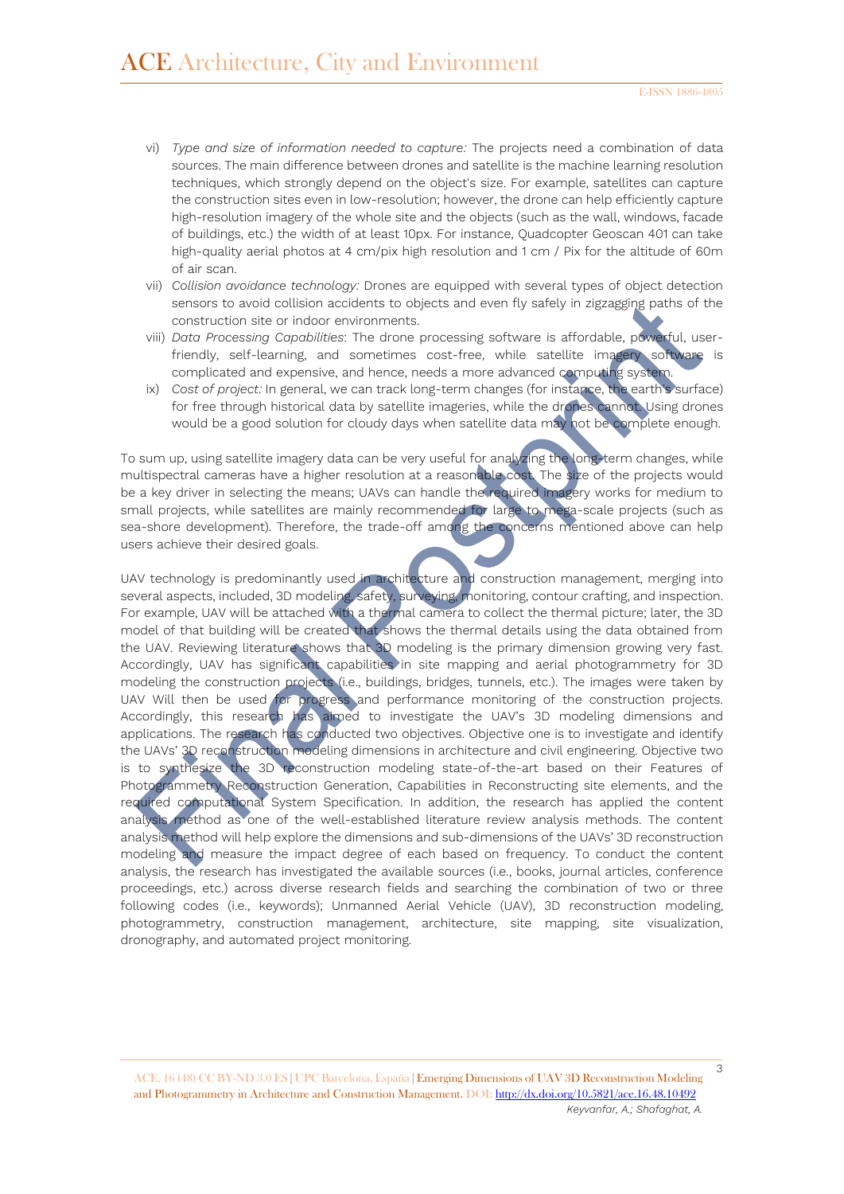vi) *Type and size of information needed to capture:* The projects need a combination of data sources. The main difference between drones and satellite is the machine learning resolution techniques, which strongly depend on the object's size. For example, satellites can capture the construction sites even in low-resolution; however, the drone can help efficiently capture high-resolution imagery of the whole site and the objects (such as the wall, windows, facade of buildings, etc.) the width of at least 10px. For instance, Quadcopter Geoscan 401 can take high-quality aerial photos at 4 cm/pix high resolution and 1 cm / Pix for the altitude of 60m of air scan.

vii) *Collision avoidance technology:* Drones are equipped with several types of object detection sensors to avoid collision accidents to objects and even fly safely in zigzagging paths of the construction site or indoor environments.

viii) *Data Processing Capabilities*: The drone processing software is affordable, powerful, user-friendly, self-learning, and sometimes cost-free, while satellite imagery software is complicated and expensive, and hence, needs a more advanced computing system.

ix) *Cost of project:* In general, we can track long-term changes (for instance, the earth's surface) for free through historical data by satellite imageries, while the drones cannot. Using drones would be a good solution for cloudy days when satellite data may not be complete enough.

To sum up, using satellite imagery data can be very useful for analyzing the long-term changes, while multispectral cameras have a higher resolution at a reasonable cost. The size of the projects would be a key driver in selecting the means; UAVs can handle the required imagery works for medium to small projects, while satellites are mainly recommended for large to mega-scale projects (such as sea-shore development). Therefore, the trade-off among the concerns mentioned above can help users achieve their desired goals.

UAV technology is predominantly used in architecture and construction management, merging into several aspects, included, 3D modeling, safety, surveying, monitoring, contour crafting, and inspection. For example, UAV will be attached with a thermal camera to collect the thermal picture; later, the 3D model of that building will be created that shows the thermal details using the data obtained from the UAV. Reviewing literature shows that 3D modeling is the primary dimension growing very fast. Accordingly, UAV has significant capabilities in site mapping and aerial photogrammetry for 3D modeling the construction projects (i.e., buildings, bridges, tunnels, etc.). The images were taken by UAV Will then be used for progress and performance monitoring of the construction projects. Accordingly, this research has aimed to investigate the UAV's 3D modeling dimensions and applications. The research has conducted two objectives. Objective one is to investigate and identify the UAVs' 3D reconstruction modeling dimensions in architecture and civil engineering. Objective two is to synthesize the 3D reconstruction modeling state-of-the-art based on their Features of Photogrammetry Reconstruction Generation, Capabilities in Reconstructing site elements, and the required computational System Specification. In addition, the research has applied the content analysis method as one of the well-established literature review analysis methods. The content analysis method will help explore the dimensions and sub-dimensions of the UAVs' 3D reconstruction modeling and measure the impact degree of each based on frequency. To conduct the content analysis, the research has investigated the available sources (i.e., books, journal articles, conference proceedings, etc.) across diverse research fields and searching the combination of two or three following codes (i.e., keywords); Unmanned Aerial Vehicle (UAV), 3D reconstruction modeling, photogrammetry, construction management, architecture, site mapping, site visualization, dronography, and automated project monitoring.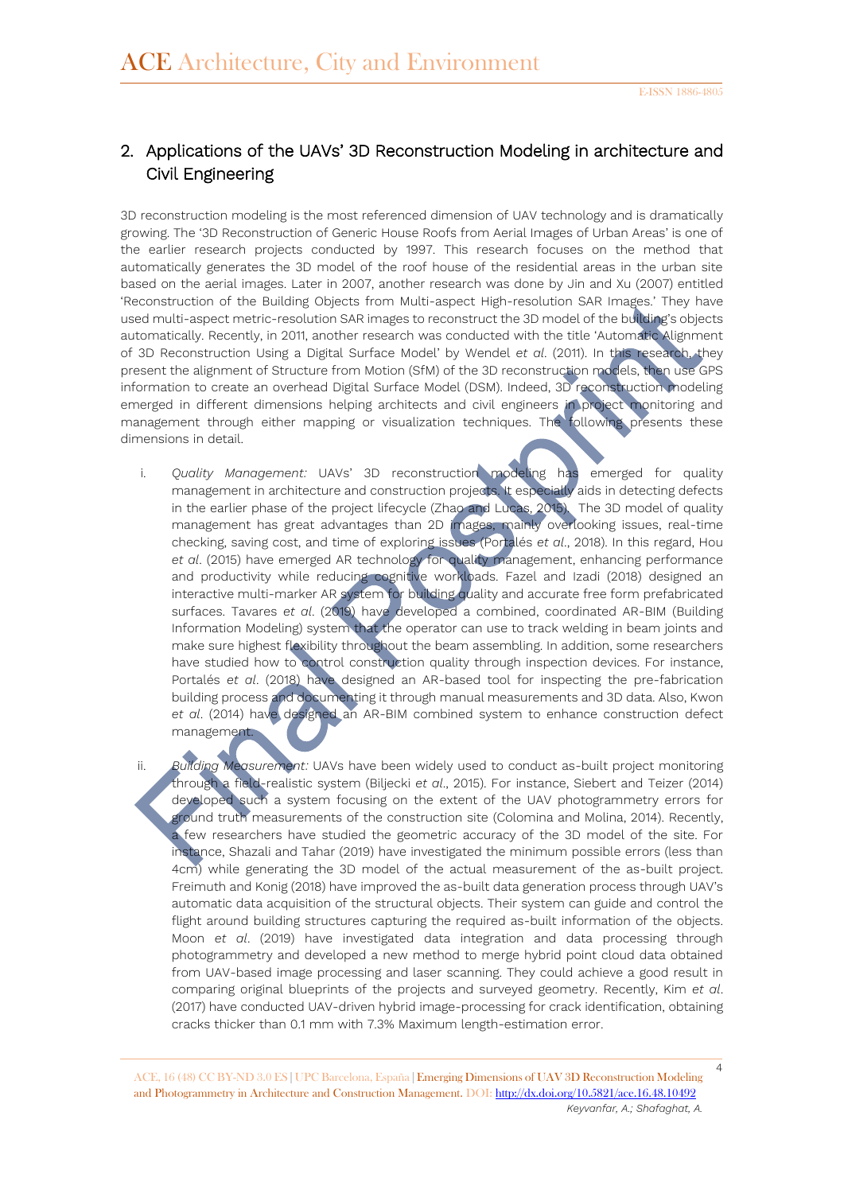## 2. Applications of the UAVs' 3D Reconstruction Modeling in architecture and Civil Engineering

3D reconstruction modeling is the most referenced dimension of UAV technology and is dramatically growing. The '3D Reconstruction of Generic House Roofs from Aerial Images of Urban Areas' is one of the earlier research projects conducted by 1997. This research focuses on the method that automatically generates the 3D model of the roof house of the residential areas in the urban site based on the aerial images. Later in 2007, another research was done by Jin and Xu (2007) entitled 'Reconstruction of the Building Objects from Multi-aspect High-resolution SAR Images.' They have used multi-aspect metric-resolution SAR images to reconstruct the 3D model of the building's objects automatically. Recently, in 2011, another research was conducted with the title 'Automatic Alignment of 3D Reconstruction Using a Digital Surface Model' by Wendel *et al*. (2011). In this research, they present the alignment of Structure from Motion (SfM) of the 3D reconstruction models, then use GPS information to create an overhead Digital Surface Model (DSM). Indeed, 3D reconstruction modeling emerged in different dimensions helping architects and civil engineers in project monitoring and management through either mapping or visualization techniques. The following presents these dimensions in detail.

i. *Quality Management:* UAVs' 3D reconstruction modeling has emerged for quality management in architecture and construction projects. It especially aids in detecting defects in the earlier phase of the project lifecycle (Zhao and Lucas, 2015). The 3D model of quality management has great advantages than 2D images, mainly overlooking issues, real-time checking, saving cost, and time of exploring issues (Portalés *et al*., 2018). In this regard, Hou *et al*. (2015) have emerged AR technology for quality management, enhancing performance and productivity while reducing cognitive workloads. Fazel and Izadi (2018) designed an interactive multi-marker AR system for building quality and accurate free form prefabricated surfaces. Tavares *et al*. (2019) have developed a combined, coordinated AR-BIM (Building Information Modeling) system that the operator can use to track welding in beam joints and make sure highest flexibility throughout the beam assembling. In addition, some researchers have studied how to control construction quality through inspection devices. For instance, Portalés *et al*. (2018) have designed an AR-based tool for inspecting the pre-fabrication building process and documenting it through manual measurements and 3D data. Also, Kwon *et al*. (2014) have designed an AR-BIM combined system to enhance construction defect management.

ii. *Building Measurement:* UAVs have been widely used to conduct as-built project monitoring through a field-realistic system (Biljecki *et al*., 2015). For instance, Siebert and Teizer (2014) developed such a system focusing on the extent of the UAV photogrammetry errors for ground truth measurements of the construction site (Colomina and Molina, 2014). Recently, a few researchers have studied the geometric accuracy of the 3D model of the site. For instance, Shazali and Tahar (2019) have investigated the minimum possible errors (less than 4cm) while generating the 3D model of the actual measurement of the as-built project. Freimuth and Konig (2018) have improved the as-built data generation process through UAV's automatic data acquisition of the structural objects. Their system can guide and control the flight around building structures capturing the required as-built information of the objects. Moon *et al*. (2019) have investigated data integration and data processing through photogrammetry and developed a new method to merge hybrid point cloud data obtained from UAV-based image processing and laser scanning. They could achieve a good result in comparing original blueprints of the projects and surveyed geometry. Recently, Kim *et al*. (2017) have conducted UAV-driven hybrid image-processing for crack identification, obtaining cracks thicker than 0.1 mm with 7.3% Maximum length-estimation error.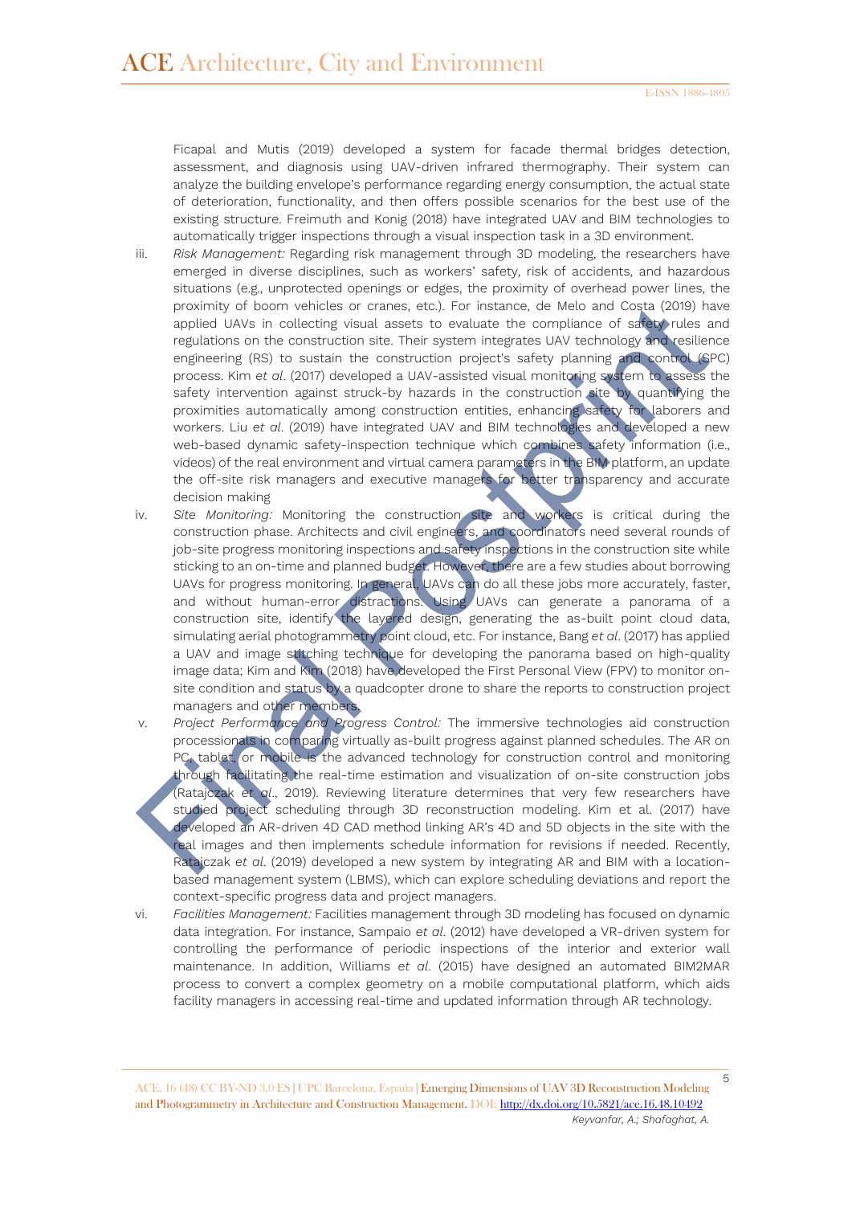Ficapal and Mutis (2019) developed a system for facade thermal bridges detection, assessment, and diagnosis using UAV-driven infrared thermography. Their system can analyze the building envelope's performance regarding energy consumption, the actual state of deterioration, functionality, and then offers possible scenarios for the best use of the existing structure. Freimuth and Konig (2018) have integrated UAV and BIM technologies to automatically trigger inspections through a visual inspection task in a 3D environment.

iii. *Risk Management:* Regarding risk management through 3D modeling, the researchers have emerged in diverse disciplines, such as workers' safety, risk of accidents, and hazardous situations (e.g., unprotected openings or edges, the proximity of overhead power lines, the proximity of boom vehicles or cranes, etc.). For instance, de Melo and Costa (2019) have applied UAVs in collecting visual assets to evaluate the compliance of safety rules and regulations on the construction site. Their system integrates UAV technology and resilience engineering (RS) to sustain the construction project's safety planning and control (SPC) process. Kim *et al*. (2017) developed a UAV-assisted visual monitoring system to assess the safety intervention against struck-by hazards in the construction site by quantifying the proximities automatically among construction entities, enhancing safety for laborers and workers. Liu *et al*. (2019) have integrated UAV and BIM technologies and developed a new web-based dynamic safety-inspection technique which combines safety information (i.e., videos) of the real environment and virtual camera parameters in the BIM platform, an update the off-site risk managers and executive managers for better transparency and accurate decision making

iv. *Site Monitoring:* Monitoring the construction site and workers is critical during the construction phase. Architects and civil engineers, and coordinators need several rounds of job-site progress monitoring inspections and safety inspections in the construction site while sticking to an on-time and planned budget. However, there are a few studies about borrowing UAVs for progress monitoring. In general, UAVs can do all these jobs more accurately, faster, and without human-error distractions. Using UAVs can generate a panorama of a construction site, identify the layered design, generating the as-built point cloud data, simulating aerial photogrammetry point cloud, etc. For instance, Bang *et al*. (2017) has applied a UAV and image stitching technique for developing the panorama based on high-quality image data; Kim and Kim (2018) have developed the First Personal View (FPV) to monitor on-site condition and status by a quadcopter drone to share the reports to construction project managers and other members.

v. *Project Performance and Progress Control:* The immersive technologies aid construction professionals in comparing virtually as-built progress against planned schedules. The AR on PC, tablet, or mobile is the advanced technology for construction control and monitoring through facilitating the real-time estimation and visualization of on-site construction jobs (Ratajczak *et al*., 2019). Reviewing literature determines that very few researchers have studied project scheduling through 3D reconstruction modeling. Kim et al. (2017) have developed an AR-driven 4D CAD method linking AR's 4D and 5D objects in the site with the real images and then implements schedule information for revisions if needed. Recently, Ratajczak *et al*. (2019) developed a new system by integrating AR and BIM with a location-based management system (LBMS), which can explore scheduling deviations and report the context-specific progress data and project managers.

vi. *Facilities Management:* Facilities management through 3D modeling has focused on dynamic data integration. For instance, Sampaio *et al*. (2012) have developed a VR-driven system for controlling the performance of periodic inspections of the interior and exterior wall maintenance. In addition, Williams *et al*. (2015) have designed an automated BIM2MAR process to convert a complex geometry on a mobile computational platform, which aids facility managers in accessing real-time and updated information through AR technology.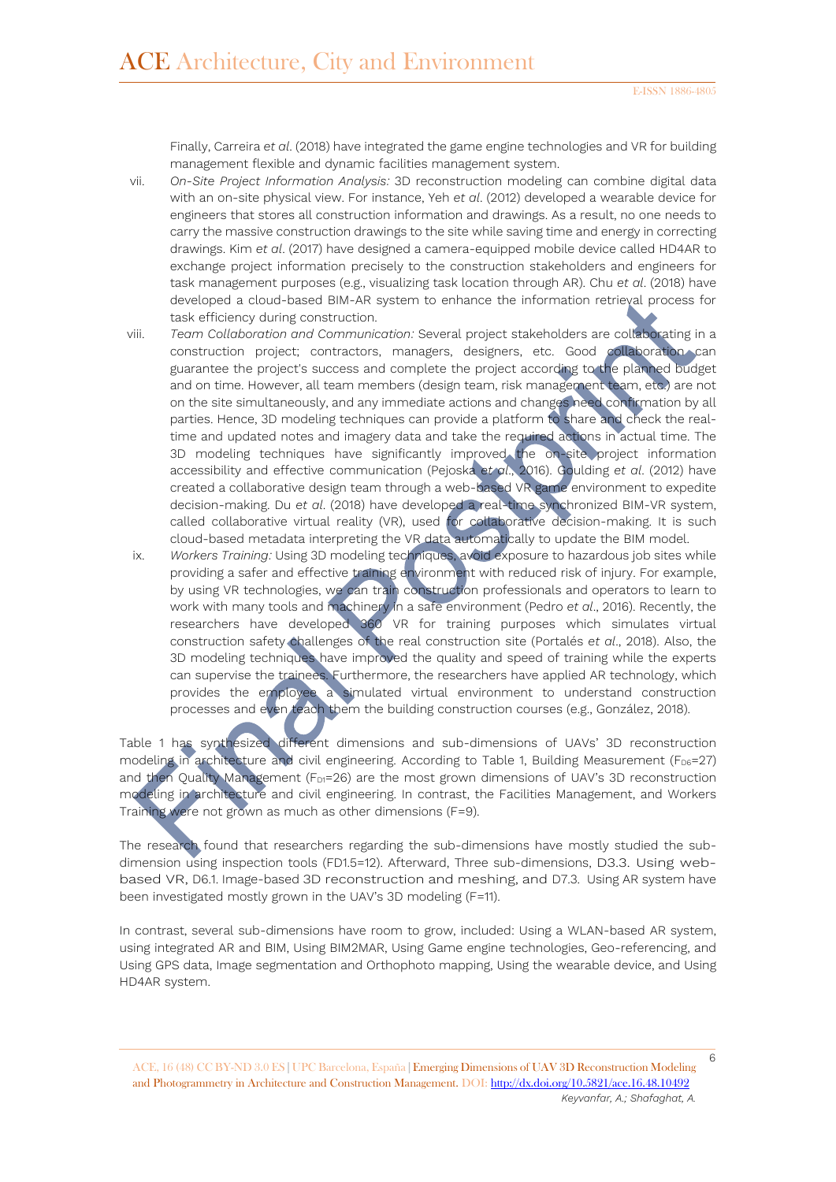Finally, Carreira *et al*. (2018) have integrated the game engine technologies and VR for building management flexible and dynamic facilities management system.

vii. *On-Site Project Information Analysis:* 3D reconstruction modeling can combine digital data with an on-site physical view. For instance, Yeh *et al*. (2012) developed a wearable device for engineers that stores all construction information and drawings. As a result, no one needs to carry the massive construction drawings to the site while saving time and energy in correcting drawings. Kim *et al*. (2017) have designed a camera-equipped mobile device called HD4AR to exchange project information precisely to the construction stakeholders and engineers for task management purposes (e.g., visualizing task location through AR). Chu *et al*. (2018) have developed a cloud-based BIM-AR system to enhance the information retrieval process for task efficiency during construction.

viii. *Team Collaboration and Communication:* Several project stakeholders are collaborating in a construction project; contractors, managers, designers, etc. Good collaboration can guarantee the project's success and complete the project according to the planned budget and on time. However, all team members (design team, risk management team, etc.) are not on the site simultaneously, and any immediate actions and changes need confirmation by all parties. Hence, 3D modeling techniques can provide a platform to share and check the real-time and updated notes and imagery data and take the required actions in actual time. The 3D modeling techniques have significantly improved the on-site project information accessibility and effective communication (Pejoska *et al*., 2016). Goulding *et al*. (2012) have created a collaborative design team through a web-based VR game environment to expedite decision-making. Du *et al*. (2018) have developed a real-time synchronized BIM-VR system, called collaborative virtual reality (VR), used for collaborative decision-making. It is such cloud-based metadata interpreting the VR data automatically to update the BIM model.

ix. *Workers Training:* Using 3D modeling techniques, avoid exposure to hazardous job sites while providing a safer and effective training environment with reduced risk of injury. For example, by using VR technologies, we can train construction professionals and operators to learn to work with many tools and machinery in a safe environment (Pedro *et al*., 2016). Recently, the researchers have developed 360 VR for training purposes which simulates virtual construction safety challenges of the real construction site (Portalés *et al*., 2018). Also, the 3D modeling techniques have improved the quality and speed of training while the experts can supervise the trainees. Furthermore, the researchers have applied AR technology, which provides the employee a simulated virtual environment to understand construction processes and even teach them the building construction courses (e.g., González, 2018).

Table 1 has synthesized different dimensions and sub-dimensions of UAVs' 3D reconstruction modeling in architecture and civil engineering. According to Table 1, Building Measurement ($F_{D6}$=27) and then Quality Management ($F_{D1}$=26) are the most grown dimensions of UAV's 3D reconstruction modeling in architecture and civil engineering. In contrast, the Facilities Management, and Workers Training were not grown as much as other dimensions (F=9).

The research found that researchers regarding the sub-dimensions have mostly studied the sub-dimension using inspection tools (FD1.5=12). Afterward, Three sub-dimensions, D3.3. Using web-based VR, D6.1. Image-based 3D reconstruction and meshing, and D7.3. Using AR system have been investigated mostly grown in the UAV's 3D modeling (F=11).

In contrast, several sub-dimensions have room to grow, included: Using a WLAN-based AR system, using integrated AR and BIM, Using BIM2MAR, Using Game engine technologies, Geo-referencing, and Using GPS data, Image segmentation and Orthophoto mapping, Using the wearable device, and Using HD4AR system.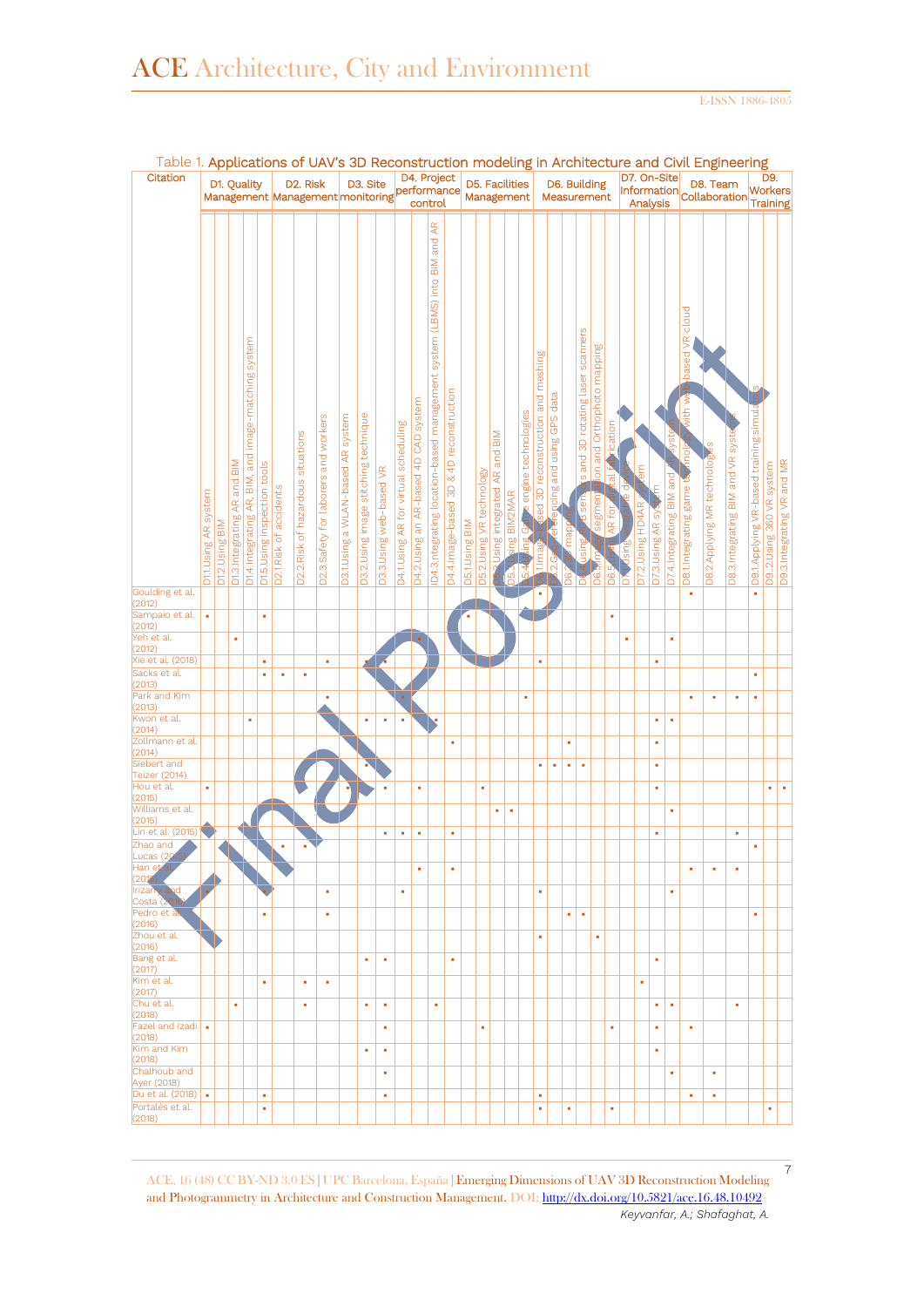Table 1. **Applications of UAV's 3D Reconstruction modeling in Architecture and Civil Engineering**

| Citation | D1. Quality Management | | | | | D2. Risk Management | | | D3. Site monitoring | | | D4. Project performance control | | | | D5. Facilities Management | | | | | D6. Building Measurement | | | | | | D7. On-Site Information Analysis | | | | D8. Team Collaboration | | | D9. Workers Training | | |
|---|---|---|---|---|---|---|---|---|---|---|---|---|---|---|---|---|---|---|---|---|---|---|---|---|---|---|---|---|---|---|---|---|---|---|---|---|
| | D1.1.Using AR system | D1.2.Using BIM | D1.3.Integrating AR and BIM | D1.4.Integrating AR, BIM, and image-matching system | D1.5.Using inspection tools | D2.1.Risk of accidents | D2.2.Risk of hazardous situations | D2.3.Safety for laborers and workers | D3.1.Using a WLAN-based AR system | D3.2.Using image stitching technique | D3.3.Using web-based VR | D4.1.Using AR for virtual scheduling | D4.2.Using an AR-based 4D CAD system | D4.3.Integrating location-based management system (LBMS) into BIM and AR | D4.4.Image-based 3D & 4D reconstruction | D5.1.Using BIM | D5.2.Using VR technology | D5.3.Using integrated AR and BIM | D5.Using BIM2MAR | D5.4.Using Game engine technologies | D6.1.Image-based 3D reconstruction and meshing | D6.2.Georeferencing and using GPS data | D6.3 3D mapping | D6.4.Using RGB sensors and 3D rotating laser scanners | D6.5.Image segmentation and Orthophoto mapping | D6.5.Using AR for digital fabrication | D7.1.Using wearable devices | D7.2.Using HD4AR system | D7.3.Using AR system | D7.4.Integrating BIM and AR system | D8.1.Integrating game technologies with web-based VR cloud | D8.2.Applying MR technologies | D8.3.Integrating BIM and VR systems | D9.1.Applying VR-based training simulations | D9.2.Using 360 VR system | D9.3.Integrating VR and MR |
| Goulding et al. (2012) | | | | | | | | | | | | | | | | | | | | | ▪ | | | | | | | | | | ▪ | | | ▪ | | |
| Sampaio et al. (2012) | ▪ | | | | ▪ | | | | | | | | | | | ▪ | | | | | | | | | | ▪ | | | | | | | | | | |
| Yeh et al. (2012) | | | ▪ | | | | | | | | | | ▪ | | | | | | | | | | | | | | ▪ | | | ▪ | | | | | | |
| Xie et al. (2018) | | | | | ▪ | | | ▪ | | ▪ | ▪ | | | | | | | | | | ▪ | | | | | | | | ▪ | | | | | | | |
| Sacks et al. (2013) | | | | | ▪ | ▪ | ▪ | | | | | | | | | | | | | | | | | | | | | | | | | | | ▪ | | |
| Park and Kim (2013) | | | | | | | | ▪ | | | | ▪ | | | | | | | | ▪ | | | | | | | | | | | ▪ | ▪ | ▪ | ▪ | | |
| Kwon et al. (2014) | | | | ▪ | | | | | | ▪ | ▪ | ▪ | | ▪ | | | | | | | | | | | | | | | ▪ | ▪ | | | | | | |
| Zollmann et al. (2014) | | | | | | | | | | | | | | | ▪ | | | | | | | | ▪ | | | | | | ▪ | | | | | | | |
| Siebert and Teizer (2014) | | | | | | | | | | ▪ | | | | | | | | | | | ▪ | ▪ | ▪ | ▪ | | | | | ▪ | | | | | | | |
| Hou et al. (2015) | ▪ | | | | | | | | ▪ | | ▪ | | ▪ | | | | ▪ | | | | | | | | | | | | ▪ | | | | | | ▪ | ▪ |
| Williams et al. (2015) | | | | | | | | | | | | | | | | | | ▪ | ▪ | | | | | | | | | | | ▪ | | | | | | |
| Lin et al. (2015) | | | | | | | | | | | ▪ | ▪ | ▪ | | ▪ | | | | | | | | | | | | | | ▪ | | | | ▪ | | | |
| Zhao and Lucas (2015) | | | | | | ▪ | ▪ | | | | | | | | | | | | | | | | | | | | | | | | | | | ▪ | | |
| Han et al. (2015) | | | | | | | | | | | | | ▪ | | ▪ | | | | | | | | | | | | | | | | ▪ | ▪ | ▪ | | | |
| Irizarry and Costa (2016) | | | | | ▪ | | | ▪ | | | | ▪ | | | | | | | | | ▪ | | | | | | | | | ▪ | | | | | | |
| Pedro et al. (2016) | | | | | ▪ | | | ▪ | | | | | | | | | | | | | | | ▪ | ▪ | | | | | | | | | | ▪ | | |
| Zhou et al. (2016) | | | | | | | | | | | | | | | | | | | | | ▪ | | | | ▪ | | | | | | | | | | | |
| Bang et al. (2017) | | | | | | | | | | ▪ | ▪ | | | | ▪ | | | | | | | | | | | | | | ▪ | | | | | | | |
| Kim et al. (2017) | | | | | ▪ | | ▪ | ▪ | | | | | | | | | | | | | | | | | | | | ▪ | | | | | | | | |
| Chu et al. (2018) | | | ▪ | | | | ▪ | | | ▪ | ▪ | | | ▪ | | | | | | | | | | | | | | | ▪ | ▪ | | | ▪ | | | |
| Fazel and Izadi (2018) | ▪ | | | | | | | | | | ▪ | | | | | | ▪ | | | | | | | | | ▪ | | | ▪ | | ▪ | | | | | |
| Kim and Kim (2018) | | | | | | | | | | ▪ | ▪ | | | | | | | | | | | | | | | | | | ▪ | | | | | | | |
| Chalhoub and Ayer (2018) | | | | | | | | | | | ▪ | | | | | | | | | | | | | | | | | | | ▪ | | ▪ | | | | |
| Du et al. (2018) | ▪ | | | | ▪ | | | | | | ▪ | | | | | | | | | | ▪ | | | | | | | | | | ▪ | ▪ | | | | |
| Portalés et al. (2018) | | | | | ▪ | | | | | | | | | | | | | | | | ▪ | | ▪ | | | ▪ | | | | | | | | | ▪ | |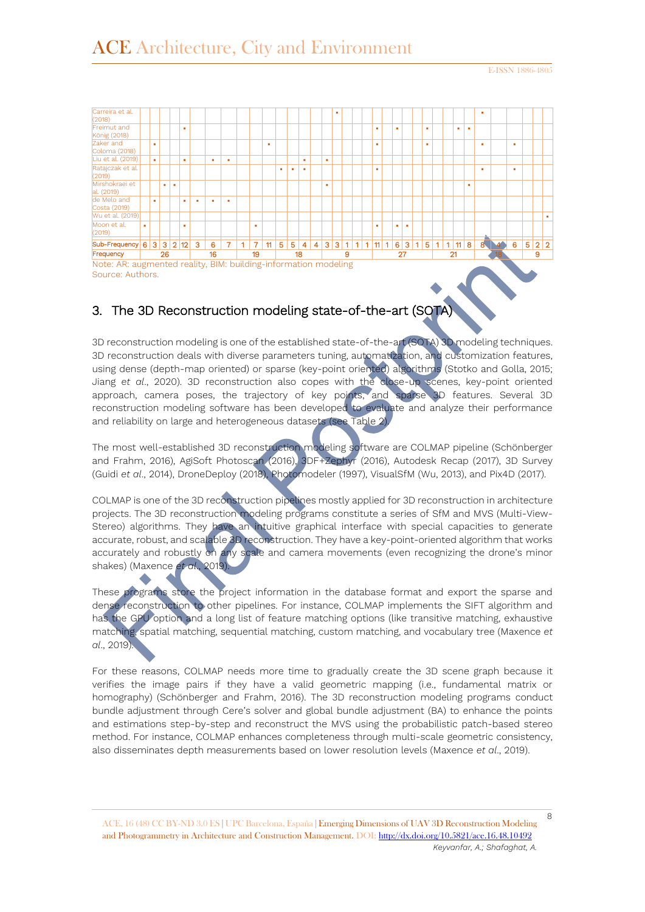| | | | | | | | | | | | | | | | | | | | | | | | | | | | | | | | | | | | | |
|---|---|---|---|---|---|---|---|---|---|---|---|---|---|---|---|---|---|---|---|---|---|---|---|---|---|---|---|---|---|---|---|---|---|---|---|---|
| Carreira et al. (2018) | | | | | | | | | | | | | | | | ▪ | | | | | | | | | | | | | | ▪ | | | | | |
| Freimut and König (2018) | | | | | ▪ | | | | | | | | | | | | | | | ▪ | | ▪ | | | ▪ | | | ▪ | ▪ | | | | | | |
| Zaker and Coloma (2018) | | ▪ | | | | | | | | | ▪ | | | | | | | | | ▪ | | | | | ▪ | | | | | ▪ | | ▪ | | | |
| Liu et al. (2019) | | ▪ | | | ▪ | | ▪ | ▪ | | | | | | ▪ | | ▪ | | | | | | | | | | | | | | | | | | | |
| Ratajczak et al. (2019) | | | | | | | | | | | | ▪ | ▪ | ▪ | | | | | | ▪ | | | | | | | | | | ▪ | | ▪ | | | |
| Mirshokraei et al. (2019) | | | ▪ | ▪ | | | | | | | | | | | | ▪ | | | | | | | | | | | | | ▪ | | | | | | |
| de Melo and Costa (2019) | | ▪ | | | ▪ | ▪ | ▪ | ▪ | | | | | | | | | | | | | | | | | | | | | | | | | | | |
| Wu et al. (2019) | | | | | | | | | | | | | | | | | | | | | | | | | | | | | | | | | | | ▪ |
| Moon et al. (2019) | ▪ | | | | ▪ | | | | | ▪ | | | | | | | | | | ▪ | | ▪ | ▪ | | | | | | | | | | | | |
| Sub-Frequency | 6 | 3 | 3 | 2 | 12 | 3 | 6 | 7 | 1 | 7 | 11 | 5 | 5 | 4 | 4 | 3 | 3 | 1 | 1 | 1 | 11 | 1 | 6 | 3 | 1 | 5 | 1 | 1 | 11 | 8 | 8 | 4 | 6 | 5 | 2 | 2 |
| Frequency | 26 | | | | | 16 | | | 19 | | | 18 | | | | 9 | | | | | 27 | | | | | | 21 | | | | 18 | | | 9 | | |

Note: AR: augmented reality, BIM: building-information modeling
Source: Authors.

## 3. The 3D Reconstruction modeling state-of-the-art (SOTA)

3D reconstruction modeling is one of the established state-of-the-art (SOTA) 3D modeling techniques. 3D reconstruction deals with diverse parameters tuning, automatization, and customization features, using dense (depth-map oriented) or sparse (key-point oriented) algorithms (Stotko and Golla, 2015; Jiang *et al*., 2020). 3D reconstruction also copes with the close-up scenes, key-point oriented approach, camera poses, the trajectory of key points, and sparse 3D features. Several 3D reconstruction modeling software has been developed to evaluate and analyze their performance and reliability on large and heterogeneous datasets (see Table 2).

The most well-established 3D reconstruction modeling software are COLMAP pipeline (Schönberger and Frahm, 2016), AgiSoft Photoscan (2016), 3DF+Zephyr (2016), Autodesk Recap (2017), 3D Survey (Guidi *et al*., 2014), DroneDeploy (2018), Photomodeler (1997), VisualSfM (Wu, 2013), and Pix4D (2017).

COLMAP is one of the 3D reconstruction pipelines mostly applied for 3D reconstruction in architecture projects. The 3D reconstruction modeling programs constitute a series of SfM and MVS (Multi-View-Stereo) algorithms. They have an intuitive graphical interface with special capacities to generate accurate, robust, and scalable 3D reconstruction. They have a key-point-oriented algorithm that works accurately and robustly on any scale and camera movements (even recognizing the drone's minor shakes) (Maxence *et al*., 2019).

These programs store the project information in the database format and export the sparse and dense reconstruction to other pipelines. For instance, COLMAP implements the SIFT algorithm and has the GPU option and a long list of feature matching options (like transitive matching, exhaustive matching, spatial matching, sequential matching, custom matching, and vocabulary tree (Maxence *et al*., 2019).

For these reasons, COLMAP needs more time to gradually create the 3D scene graph because it verifies the image pairs if they have a valid geometric mapping (i.e., fundamental matrix or homography) (Schönberger and Frahm, 2016). The 3D reconstruction modeling programs conduct bundle adjustment through Cere's solver and global bundle adjustment (BA) to enhance the points and estimations step-by-step and reconstruct the MVS using the probabilistic patch-based stereo method. For instance, COLMAP enhances completeness through multi-scale geometric consistency, also disseminates depth measurements based on lower resolution levels (Maxence *et al*., 2019).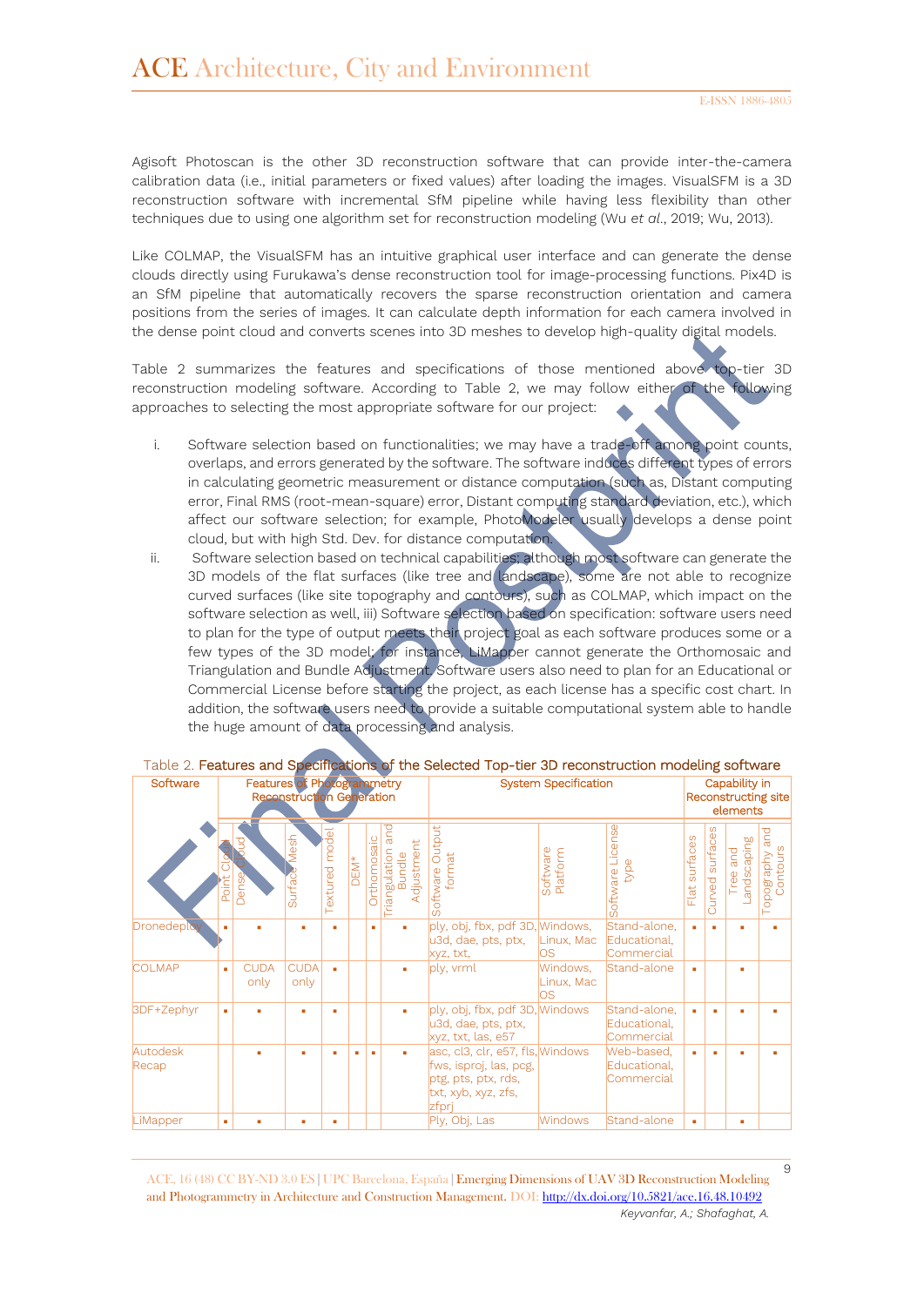Agisoft Photoscan is the other 3D reconstruction software that can provide inter-the-camera calibration data (i.e., initial parameters or fixed values) after loading the images. VisualSFM is a 3D reconstruction software with incremental SfM pipeline while having less flexibility than other techniques due to using one algorithm set for reconstruction modeling (Wu *et al.*, 2019; Wu, 2013).

Like COLMAP, the VisualSFM has an intuitive graphical user interface and can generate the dense clouds directly using Furukawa's dense reconstruction tool for image-processing functions. Pix4D is an SfM pipeline that automatically recovers the sparse reconstruction orientation and camera positions from the series of images. It can calculate depth information for each camera involved in the dense point cloud and converts scenes into 3D meshes to develop high-quality digital models.

Table 2 summarizes the features and specifications of those mentioned above top-tier 3D reconstruction modeling software. According to Table 2, we may follow either of the following approaches to selecting the most appropriate software for our project:

i. Software selection based on functionalities; we may have a trade-off among point counts, overlaps, and errors generated by the software. The software induces different types of errors in calculating geometric measurement or distance computation (such as, Distant computing error, Final RMS (root-mean-square) error, Distant computing standard deviation, etc.), which affect our software selection; for example, PhotoModeler usually develops a dense point cloud, but with high Std. Dev. for distance computation.
ii. Software selection based on technical capabilities; although most software can generate the 3D models of the flat surfaces (like tree and landscape), some are not able to recognize curved surfaces (like site topography and contours), such as COLMAP, which impact on the software selection as well, iii) Software selection based on specification: software users need to plan for the type of output meets their project goal as each software produces some or a few types of the 3D model; for instance, LiMapper cannot generate the Orthomosaic and Triangulation and Bundle Adjustment. Software users also need to plan for an Educational or Commercial License before starting the project, as each license has a specific cost chart. In addition, the software users need to provide a suitable computational system able to handle the huge amount of data processing and analysis.

Table 2. **Features and Specifications of the Selected Top-tier 3D reconstruction modeling software**

| Software | Features of Photogrammetry Reconstruction Generation | | | | | | | System Specification | | | Capability in Reconstructing site elements | | | |
|---|---|---|---|---|---|---|---|---|---|---|---|---|---|---|
| | Point Cloud | Dense Cloud | Surface Mesh | Textured model | DEM* | Orthomosaic | Triangulation and Bundle Adjustment | Software Output format | Software Platform | Software License type | Flat surfaces | Curved surfaces | Tree and Landscaping | Topography and Contours |
| Dronedeploy | ▪ | ▪ | ▪ | ▪ | | ▪ | ▪ | ply, obj, fbx, pdf 3D, u3d, dae, pts, ptx, xyz, txt, | Windows, Linux, Mac OS | Stand-alone, Educational, Commercial | ▪ | ▪ | ▪ | ▪ |
| COLMAP | ▪ | CUDA only | CUDA only | ▪ | | | ▪ | ply, vrml | Windows, Linux, Mac OS | Stand-alone | ▪ | | ▪ | |
| 3DF+Zephyr | ▪ | ▪ | ▪ | ▪ | | | ▪ | ply, obj, fbx, pdf 3D, u3d, dae, pts, ptx, xyz, txt, las, e57 | Windows | Stand-alone, Educational, Commercial | ▪ | ▪ | ▪ | ▪ |
| Autodesk Recap | | ▪ | ▪ | ▪ | ▪ | ▪ | ▪ | asc, cl3, clr, e57, fls, fws, isproj, las, pcg, ptg, pts, ptx, rds, txt, xyb, xyz, zfs, zfprj | Windows | Web-based, Educational, Commercial | ▪ | ▪ | ▪ | ▪ |
| LiMapper | ▪ | ▪ | ▪ | ▪ | | | | Ply, Obj, Las | Windows | Stand-alone | ▪ | | ▪ | |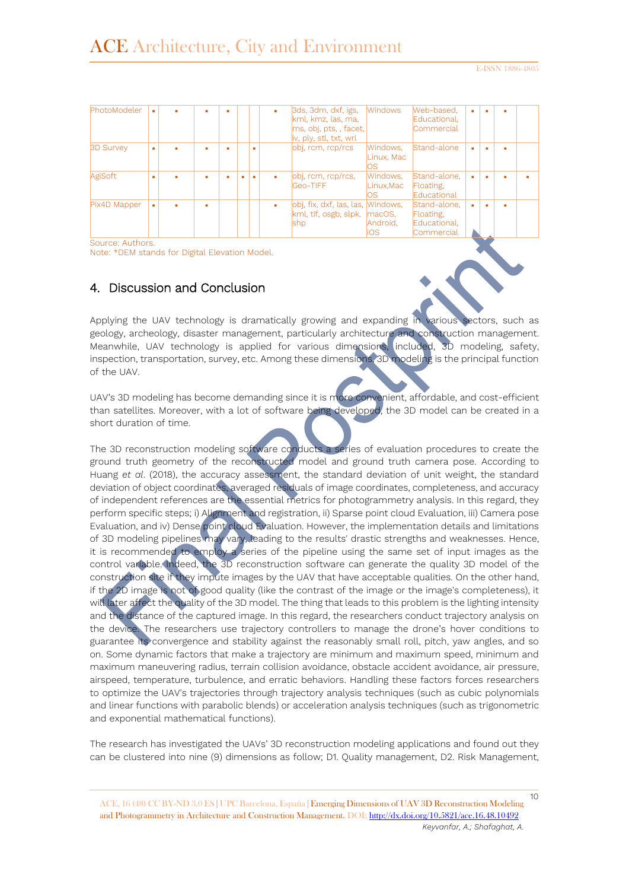| | | | | | | | | | | | | | | |
|---|---|---|---|---|---|---|---|---|---|---|---|---|---|---|
| PhotoModeler | ▪ | ▪ | ▪ | ▪ | | | ▪ | 3ds, 3dm, dxf, igs, kml, kmz, las, ma, ms, obj, pts, , facet, iv, ply, stl, txt, wrl | Windows | Web-based, Educational, Commercial | ▪ | ▪ | ▪ | |
| 3D Survey | ▪ | ▪ | ▪ | ▪ | | ▪ | | obj, rcm, rcp/rcs | Windows, Linux, Mac OS | Stand-alone | ▪ | ▪ | ▪ | |
| AgiSoft | ▪ | ▪ | ▪ | ▪ | ▪ | ▪ | ▪ | obj, rcm, rcp/rcs, Geo-TIFF | Windows, Linux,Mac OS | Stand-alone, Floating, Educational | ▪ | ▪ | ▪ | ▪ |
| Pix4D Mapper | ▪ | ▪ | ▪ | | | | ▪ | obj, fix, dxf, las, las, kml, tif, osgb, slpk, shp | Windows, macOS, Android, iOS | Stand-alone, Floating, Educational, Commercial | ▪ | ▪ | ▪ | |

Source: Authors.
Note: *DEM stands for Digital Elevation Model.

## 4. Discussion and Conclusion

Applying the UAV technology is dramatically growing and expanding in various sectors, such as geology, archeology, disaster management, particularly architecture and construction management. Meanwhile, UAV technology is applied for various dimensions, included, 3D modeling, safety, inspection, transportation, survey, etc. Among these dimensions, 3D modeling is the principal function of the UAV.

UAV's 3D modeling has become demanding since it is more convenient, affordable, and cost-efficient than satellites. Moreover, with a lot of software being developed, the 3D model can be created in a short duration of time.

The 3D reconstruction modeling software conducts a series of evaluation procedures to create the ground truth geometry of the reconstructed model and ground truth camera pose. According to Huang *et al*. (2018), the accuracy assessment, the standard deviation of unit weight, the standard deviation of object coordinates, averaged residuals of image coordinates, completeness, and accuracy of independent references are the essential metrics for photogrammetry analysis. In this regard, they perform specific steps; i) Alignment and registration, ii) Sparse point cloud Evaluation, iii) Camera pose Evaluation, and iv) Dense point cloud Evaluation. However, the implementation details and limitations of 3D modeling pipelines may vary, leading to the results' drastic strengths and weaknesses. Hence, it is recommended to employ a series of the pipeline using the same set of input images as the control variable. Indeed, the 3D reconstruction software can generate the quality 3D model of the construction site if they impute images by the UAV that have acceptable qualities. On the other hand, if the 2D image is not of good quality (like the contrast of the image or the image's completeness), it will later affect the quality of the 3D model. The thing that leads to this problem is the lighting intensity and the distance of the captured image. In this regard, the researchers conduct trajectory analysis on the device. The researchers use trajectory controllers to manage the drone's hover conditions to guarantee its convergence and stability against the reasonably small roll, pitch, yaw angles, and so on. Some dynamic factors that make a trajectory are minimum and maximum speed, minimum and maximum maneuvering radius, terrain collision avoidance, obstacle accident avoidance, air pressure, airspeed, temperature, turbulence, and erratic behaviors. Handling these factors forces researchers to optimize the UAV's trajectories through trajectory analysis techniques (such as cubic polynomials and linear functions with parabolic blends) or acceleration analysis techniques (such as trigonometric and exponential mathematical functions).

The research has investigated the UAVs' 3D reconstruction modeling applications and found out they can be clustered into nine (9) dimensions as follow; D1. Quality management, D2. Risk Management,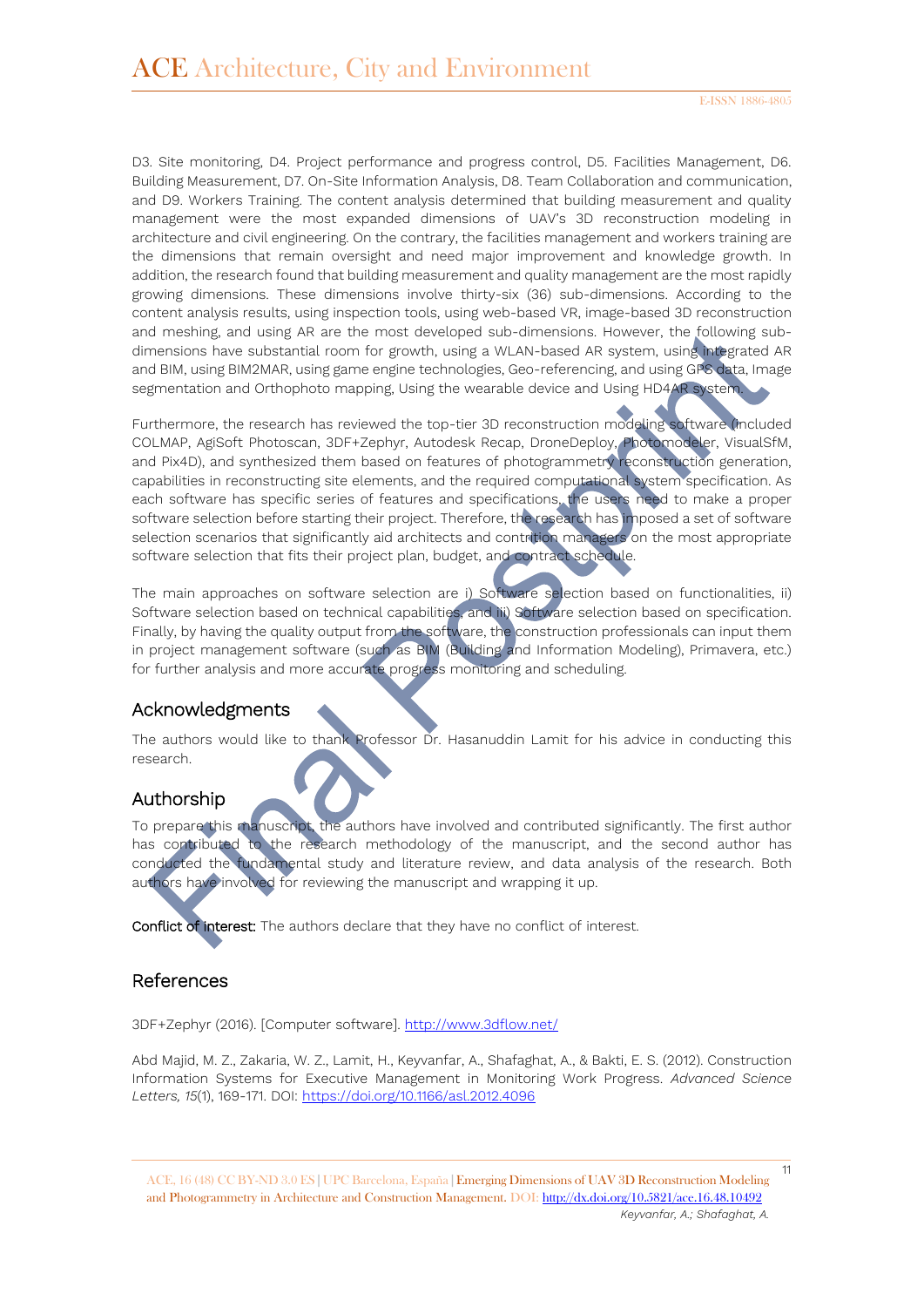D3. Site monitoring, D4. Project performance and progress control, D5. Facilities Management, D6. Building Measurement, D7. On-Site Information Analysis, D8. Team Collaboration and communication, and D9. Workers Training. The content analysis determined that building measurement and quality management were the most expanded dimensions of UAV's 3D reconstruction modeling in architecture and civil engineering. On the contrary, the facilities management and workers training are the dimensions that remain oversight and need major improvement and knowledge growth. In addition, the research found that building measurement and quality management are the most rapidly growing dimensions. These dimensions involve thirty-six (36) sub-dimensions. According to the content analysis results, using inspection tools, using web-based VR, image-based 3D reconstruction and meshing, and using AR are the most developed sub-dimensions. However, the following sub-dimensions have substantial room for growth, using a WLAN-based AR system, using integrated AR and BIM, using BIM2MAR, using game engine technologies, Geo-referencing, and using GPS data, Image segmentation and Orthophoto mapping, Using the wearable device and Using HD4AR system.

Furthermore, the research has reviewed the top-tier 3D reconstruction modeling software (included COLMAP, AgiSoft Photoscan, 3DF+Zephyr, Autodesk Recap, DroneDeploy, Photomodeler, VisualSfM, and Pix4D), and synthesized them based on features of photogrammetry reconstruction generation, capabilities in reconstructing site elements, and the required computational system specification. As each software has specific series of features and specifications, the users need to make a proper software selection before starting their project. Therefore, the research has imposed a set of software selection scenarios that significantly aid architects and contrition managers on the most appropriate software selection that fits their project plan, budget, and contract schedule.

The main approaches on software selection are i) Software selection based on functionalities, ii) Software selection based on technical capabilities, and iii) Software selection based on specification. Finally, by having the quality output from the software, the construction professionals can input them in project management software (such as BIM (Building and Information Modeling), Primavera, etc.) for further analysis and more accurate progress monitoring and scheduling.

## Acknowledgments

The authors would like to thank Professor Dr. Hasanuddin Lamit for his advice in conducting this research.

## Authorship

To prepare this manuscript, the authors have involved and contributed significantly. The first author has contributed to the research methodology of the manuscript, and the second author has conducted the fundamental study and literature review, and data analysis of the research. Both authors have involved for reviewing the manuscript and wrapping it up.

**Conflict of interest:** The authors declare that they have no conflict of interest.

## References

3DF+Zephyr (2016). [Computer software]. http://www.3dflow.net/

Abd Majid, M. Z., Zakaria, W. Z., Lamit, H., Keyvanfar, A., Shafaghat, A., & Bakti, E. S. (2012). Construction Information Systems for Executive Management in Monitoring Work Progress. *Advanced Science Letters, 15*(1), 169-171. DOI: https://doi.org/10.1166/asl.2012.4096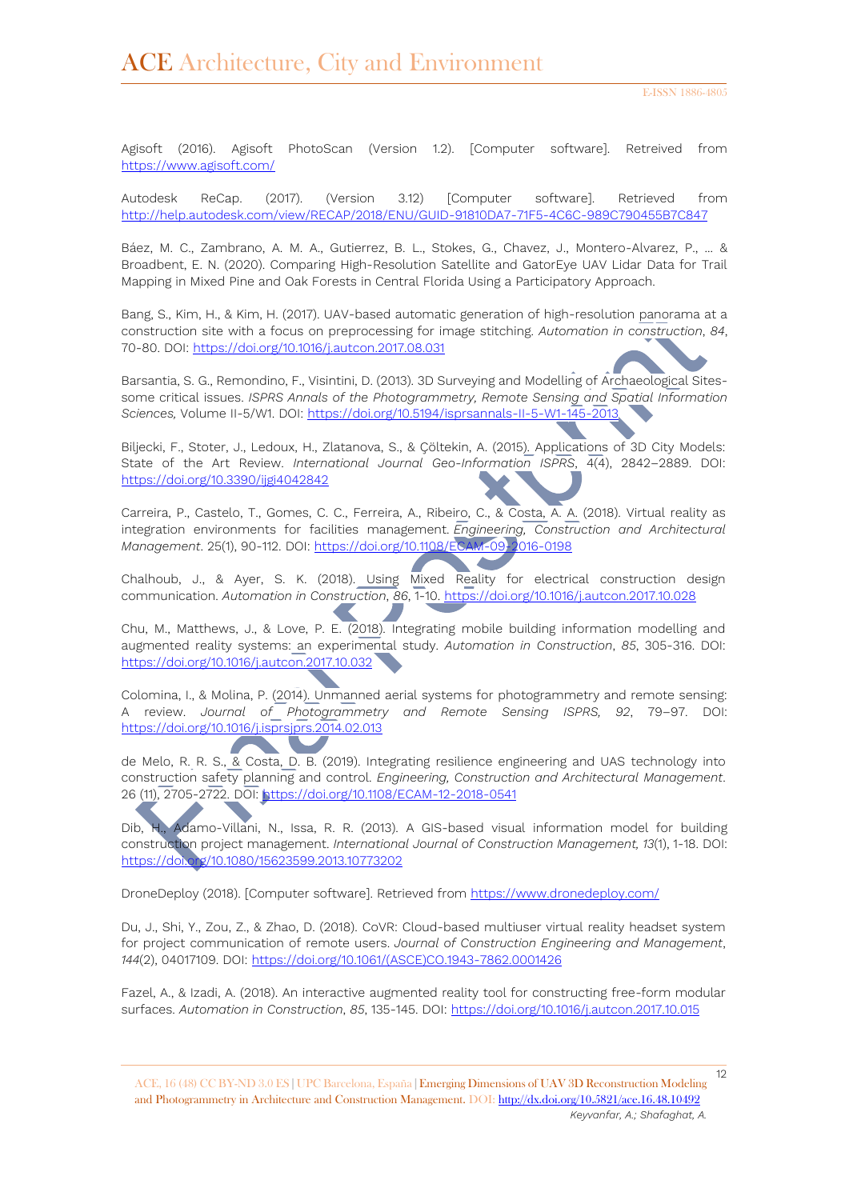Agisoft (2016). Agisoft PhotoScan (Version 1.2). [Computer software]. Retreived from https://www.agisoft.com/

Autodesk ReCap. (2017). (Version 3.12) [Computer software]. Retrieved from http://help.autodesk.com/view/RECAP/2018/ENU/GUID-91810DA7-71F5-4C6C-989C790455B7C847

Báez, M. C., Zambrano, A. M. A., Gutierrez, B. L., Stokes, G., Chavez, J., Montero-Alvarez, P., ... & Broadbent, E. N. (2020). Comparing High-Resolution Satellite and GatorEye UAV Lidar Data for Trail Mapping in Mixed Pine and Oak Forests in Central Florida Using a Participatory Approach.

Bang, S., Kim, H., & Kim, H. (2017). UAV-based automatic generation of high-resolution panorama at a construction site with a focus on preprocessing for image stitching. *Automation in construction*, *84*, 70-80. DOI: https://doi.org/10.1016/j.autcon.2017.08.031

Barsantia, S. G., Remondino, F., Visintini, D. (2013). 3D Surveying and Modelling of Archaeological Sites-some critical issues. *ISPRS Annals of the Photogrammetry, Remote Sensing and Spatial Information Sciences,* Volume II-5/W1. DOI: https://doi.org/10.5194/isprsannals-II-5-W1-145-2013

Biljecki, F., Stoter, J., Ledoux, H., Zlatanova, S., & Çöltekin, A. (2015). Applications of 3D City Models: State of the Art Review. *International Journal Geo-Information ISPRS*, 4(4), 2842–2889. DOI: https://doi.org/10.3390/ijgi4042842

Carreira, P., Castelo, T., Gomes, C. C., Ferreira, A., Ribeiro, C., & Costa, A. A. (2018). Virtual reality as integration environments for facilities management. *Engineering, Construction and Architectural Management*. 25(1), 90-112. DOI: https://doi.org/10.1108/ECAM-09-2016-0198

Chalhoub, J., & Ayer, S. K. (2018). Using Mixed Reality for electrical construction design communication. *Automation in Construction*, *86*, 1-10. https://doi.org/10.1016/j.autcon.2017.10.028

Chu, M., Matthews, J., & Love, P. E. (2018). Integrating mobile building information modelling and augmented reality systems: an experimental study. *Automation in Construction*, *85*, 305-316. DOI: https://doi.org/10.1016/j.autcon.2017.10.032

Colomina, I., & Molina, P. (2014). Unmanned aerial systems for photogrammetry and remote sensing: A review. *Journal of Photogrammetry and Remote Sensing ISPRS, 92*, 79–97. DOI: https://doi.org/10.1016/j.isprsjprs.2014.02.013

de Melo, R. R. S., & Costa, D. B. (2019). Integrating resilience engineering and UAS technology into construction safety planning and control. *Engineering, Construction and Architectural Management*. 26 (11), 2705-2722. DOI: https://doi.org/10.1108/ECAM-12-2018-0541

Dib, H., Adamo-Villani, N., Issa, R. R. (2013). A GIS-based visual information model for building construction project management. *International Journal of Construction Management, 13*(1), 1-18. DOI: https://doi.org/10.1080/15623599.2013.10773202

DroneDeploy (2018). [Computer software]. Retrieved from https://www.dronedeploy.com/

Du, J., Shi, Y., Zou, Z., & Zhao, D. (2018). CoVR: Cloud-based multiuser virtual reality headset system for project communication of remote users. *Journal of Construction Engineering and Management*, *144*(2), 04017109. DOI: https://doi.org/10.1061/(ASCE)CO.1943-7862.0001426

Fazel, A., & Izadi, A. (2018). An interactive augmented reality tool for constructing free-form modular surfaces. *Automation in Construction*, *85*, 135-145. DOI: https://doi.org/10.1016/j.autcon.2017.10.015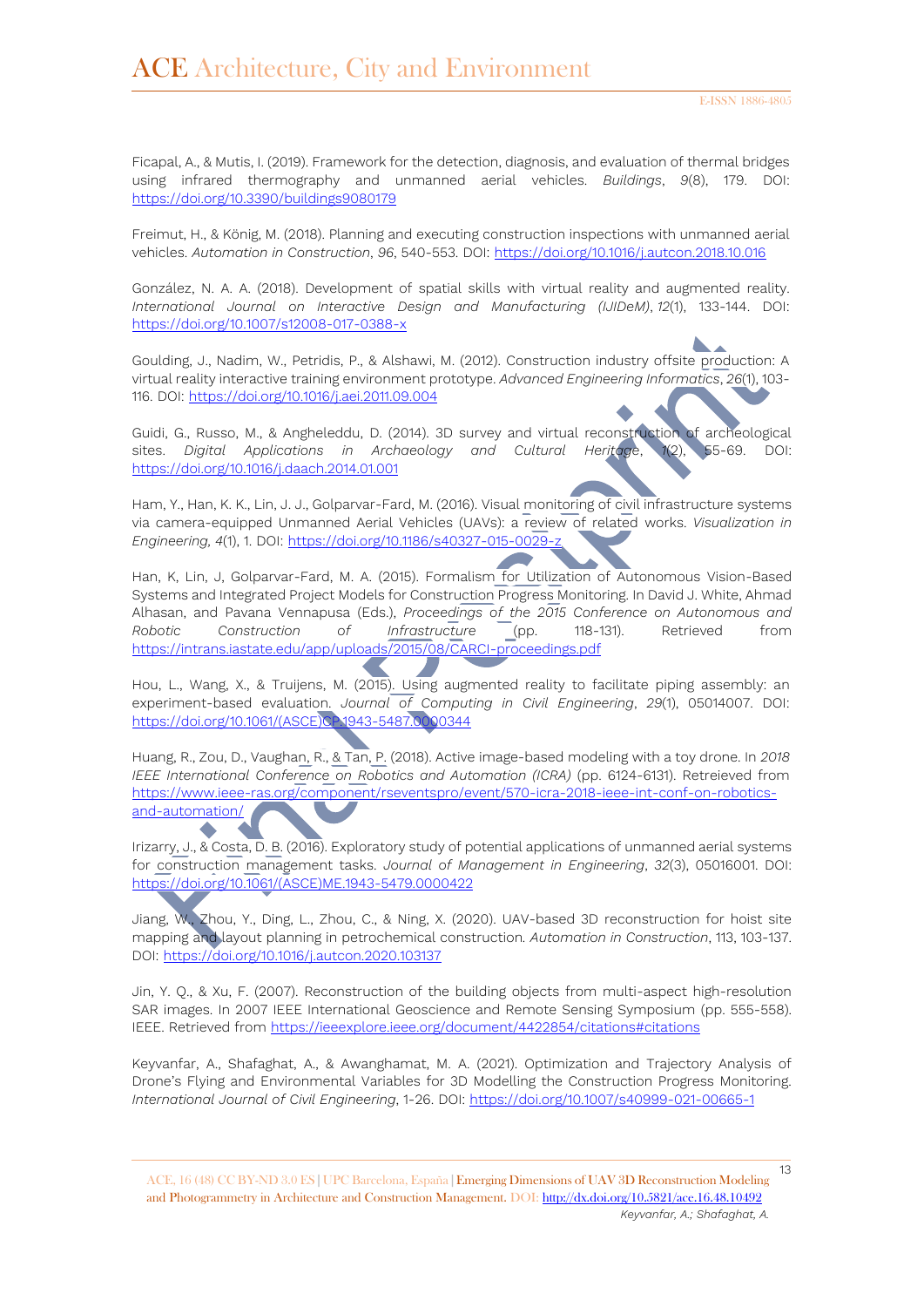Ficapal, A., & Mutis, I. (2019). Framework for the detection, diagnosis, and evaluation of thermal bridges using infrared thermography and unmanned aerial vehicles. *Buildings*, *9*(8), 179. DOI: https://doi.org/10.3390/buildings9080179

Freimut, H., & König, M. (2018). Planning and executing construction inspections with unmanned aerial vehicles. *Automation in Construction*, *96*, 540-553. DOI: https://doi.org/10.1016/j.autcon.2018.10.016

González, N. A. A. (2018). Development of spatial skills with virtual reality and augmented reality. *International Journal on Interactive Design and Manufacturing (IJIDeM)*, *12*(1), 133-144. DOI: https://doi.org/10.1007/s12008-017-0388-x

Goulding, J., Nadim, W., Petridis, P., & Alshawi, M. (2012). Construction industry offsite production: A virtual reality interactive training environment prototype. *Advanced Engineering Informatics*, *26*(1), 103-116. DOI: https://doi.org/10.1016/j.aei.2011.09.004

Guidi, G., Russo, M., & Angheleddu, D. (2014). 3D survey and virtual reconstruction of archeological sites. *Digital Applications in Archaeology and Cultural Heritage*, *1*(2), 55-69. DOI: https://doi.org/10.1016/j.daach.2014.01.001

Ham, Y., Han, K. K., Lin, J. J., Golparvar-Fard, M. (2016). Visual monitoring of civil infrastructure systems via camera-equipped Unmanned Aerial Vehicles (UAVs): a review of related works. *Visualization in Engineering, 4*(1), 1. DOI: https://doi.org/10.1186/s40327-015-0029-z

Han, K, Lin, J, Golparvar-Fard, M. A. (2015). Formalism for Utilization of Autonomous Vision-Based Systems and Integrated Project Models for Construction Progress Monitoring. In David J. White, Ahmad Alhasan, and Pavana Vennapusa (Eds.), *Proceedings of the 2015 Conference on Autonomous and Robotic Construction of Infrastructure* (pp. 118-131). Retrieved from https://intrans.iastate.edu/app/uploads/2015/08/CARCI-proceedings.pdf

Hou, L., Wang, X., & Truijens, M. (2015). Using augmented reality to facilitate piping assembly: an experiment-based evaluation. *Journal of Computing in Civil Engineering*, *29*(1), 05014007. DOI: https://doi.org/10.1061/(ASCE)CP.1943-5487.0000344

Huang, R., Zou, D., Vaughan, R., & Tan, P. (2018). Active image-based modeling with a toy drone. In *2018 IEEE International Conference on Robotics and Automation (ICRA)* (pp. 6124-6131). Retreieved from https://www.ieee-ras.org/component/rseventspro/event/570-icra-2018-ieee-int-conf-on-robotics-and-automation/

Irizarry, J., & Costa, D. B. (2016). Exploratory study of potential applications of unmanned aerial systems for construction management tasks. *Journal of Management in Engineering*, *32*(3), 05016001. DOI: https://doi.org/10.1061/(ASCE)ME.1943-5479.0000422

Jiang, W., Zhou, Y., Ding, L., Zhou, C., & Ning, X. (2020). UAV-based 3D reconstruction for hoist site mapping and layout planning in petrochemical construction. *Automation in Construction*, 113, 103-137. DOI: https://doi.org/10.1016/j.autcon.2020.103137

Jin, Y. Q., & Xu, F. (2007). Reconstruction of the building objects from multi-aspect high-resolution SAR images. In 2007 IEEE International Geoscience and Remote Sensing Symposium (pp. 555-558). IEEE. Retrieved from https://ieeexplore.ieee.org/document/4422854/citations#citations

Keyvanfar, A., Shafaghat, A., & Awanghamat, M. A. (2021). Optimization and Trajectory Analysis of Drone's Flying and Environmental Variables for 3D Modelling the Construction Progress Monitoring. *International Journal of Civil Engineering*, 1-26. DOI: https://doi.org/10.1007/s40999-021-00665-1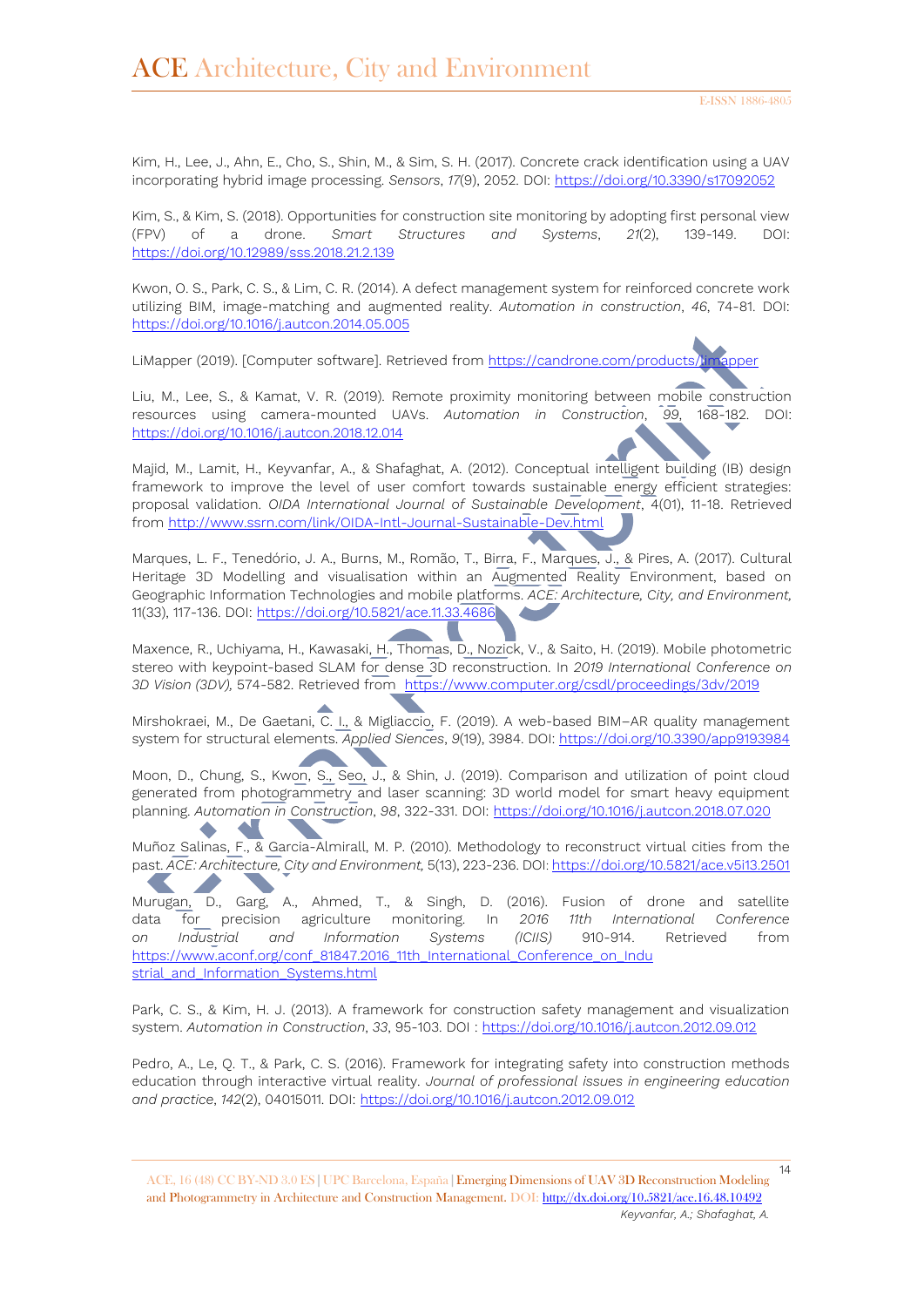Kim, H., Lee, J., Ahn, E., Cho, S., Shin, M., & Sim, S. H. (2017). Concrete crack identification using a UAV incorporating hybrid image processing. *Sensors*, *17*(9), 2052. DOI: https://doi.org/10.3390/s17092052

Kim, S., & Kim, S. (2018). Opportunities for construction site monitoring by adopting first personal view (FPV) of a drone. *Smart Structures and Systems*, *21*(2), 139-149. DOI: https://doi.org/10.12989/sss.2018.21.2.139

Kwon, O. S., Park, C. S., & Lim, C. R. (2014). A defect management system for reinforced concrete work utilizing BIM, image-matching and augmented reality. *Automation in construction*, *46*, 74-81. DOI: https://doi.org/10.1016/j.autcon.2014.05.005

LiMapper (2019). [Computer software]. Retrieved from https://candrone.com/products/limapper

Liu, M., Lee, S., & Kamat, V. R. (2019). Remote proximity monitoring between mobile construction resources using camera-mounted UAVs. *Automation in Construction*, *99*, 168-182. DOI: https://doi.org/10.1016/j.autcon.2018.12.014

Majid, M., Lamit, H., Keyvanfar, A., & Shafaghat, A. (2012). Conceptual intelligent building (IB) design framework to improve the level of user comfort towards sustainable energy efficient strategies: proposal validation. *OIDA International Journal of Sustainable Development*, 4(01), 11-18. Retrieved from http://www.ssrn.com/link/OIDA-Intl-Journal-Sustainable-Dev.html

Marques, L. F., Tenedório, J. A., Burns, M., Romão, T., Birra, F., Marques, J., & Pires, A. (2017). Cultural Heritage 3D Modelling and visualisation within an Augmented Reality Environment, based on Geographic Information Technologies and mobile platforms. *ACE: Architecture, City, and Environment,* 11(33), 117-136. DOI: https://doi.org/10.5821/ace.11.33.4686

Maxence, R., Uchiyama, H., Kawasaki, H., Thomas, D., Nozick, V., & Saito, H. (2019). Mobile photometric stereo with keypoint-based SLAM for dense 3D reconstruction. In *2019 International Conference on 3D Vision (3DV),* 574-582. Retrieved from https://www.computer.org/csdl/proceedings/3dv/2019

Mirshokraei, M., De Gaetani, C. I., & Migliaccio, F. (2019). A web-based BIM–AR quality management system for structural elements. *Applied Siences*, *9*(19), 3984. DOI: https://doi.org/10.3390/app9193984

Moon, D., Chung, S., Kwon, S., Seo, J., & Shin, J. (2019). Comparison and utilization of point cloud generated from photogrammetry and laser scanning: 3D world model for smart heavy equipment planning. *Automation in Construction*, *98*, 322-331. DOI: https://doi.org/10.1016/j.autcon.2018.07.020

Muñoz Salinas, F., & Garcia-Almirall, M. P. (2010). Methodology to reconstruct virtual cities from the past. *ACE: Architecture, City and Environment,* 5(13), 223-236. DOI: https://doi.org/10.5821/ace.v5i13.2501

Murugan, D., Garg, A., Ahmed, T., & Singh, D. (2016). Fusion of drone and satellite data for precision agriculture monitoring. In *2016 11th International Conference on Industrial and Information Systems (ICIIS)* 910-914. Retrieved from https://www.aconf.org/conf_81847.2016_11th_International_Conference_on_Industrial_and_Information_Systems.html

Park, C. S., & Kim, H. J. (2013). A framework for construction safety management and visualization system. *Automation in Construction*, *33*, 95-103. DOI : https://doi.org/10.1016/j.autcon.2012.09.012

Pedro, A., Le, Q. T., & Park, C. S. (2016). Framework for integrating safety into construction methods education through interactive virtual reality. *Journal of professional issues in engineering education and practice*, *142*(2), 04015011. DOI: https://doi.org/10.1016/j.autcon.2012.09.012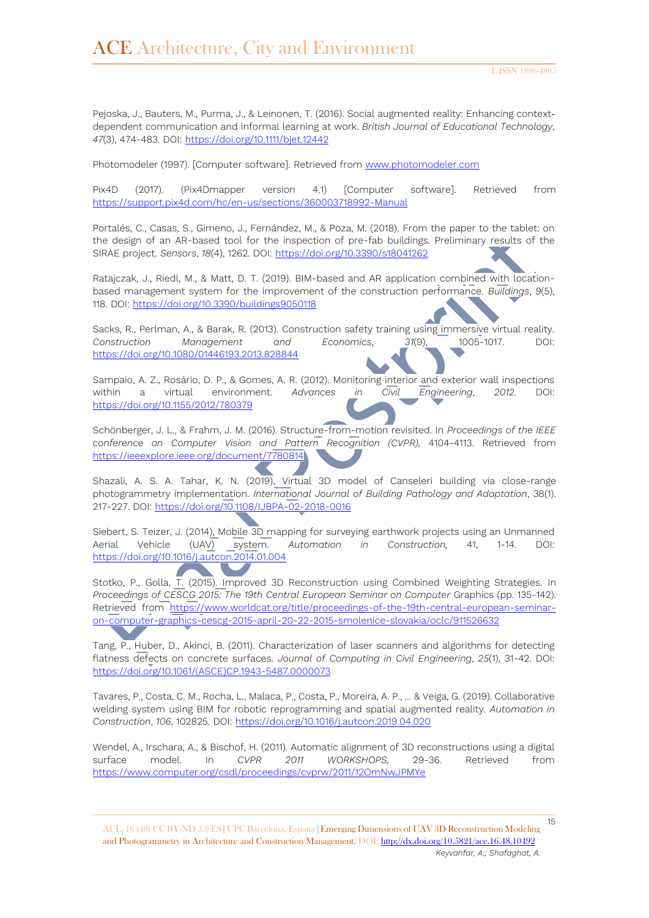Pejoska, J., Bauters, M., Purma, J., & Leinonen, T. (2016). Social augmented reality: Enhancing context-dependent communication and informal learning at work. *British Journal of Educational Technology*, *47*(3), 474-483. DOI: https://doi.org/10.1111/bjet.12442

Photomodeler (1997). [Computer software]. Retrieved from www.photomodeler.com

Pix4D (2017). (Pix4Dmapper version 4.1) [Computer software]. Retrieved from https://support.pix4d.com/hc/en-us/sections/360003718992-Manual

Portalés, C., Casas, S., Gimeno, J., Fernández, M., & Poza, M. (2018). From the paper to the tablet: on the design of an AR-based tool for the inspection of pre-fab buildings. Preliminary results of the SIRAE project. *Sensors*, *18*(4), 1262. DOI: https://doi.org/10.3390/s18041262

Ratajczak, J., Riedl, M., & Matt, D. T. (2019). BIM-based and AR application combined with location-based management system for the improvement of the construction performance. *Buildings*, *9*(5), 118. DOI: https://doi.org/10.3390/buildings9050118

Sacks, R., Perlman, A., & Barak, R. (2013). Construction safety training using immersive virtual reality. *Construction Management and Economics*, *31*(9), 1005-1017. DOI: https://doi.org/10.1080/01446193.2013.828844

Sampaio, A. Z., Rosário, D. P., & Gomes, A. R. (2012). Monitoring interior and exterior wall inspections within a virtual environment. *Advances in Civil Engineering*, *2012*. DOI: https://doi.org/10.1155/2012/780379

Schönberger, J. L., & Frahm, J. M. (2016). Structure-from-motion revisited. In *Proceedings of the IEEE conference on Computer Vision and Pattern Recognition (CVPR)*, 4104-4113. Retrieved from https://ieeexplore.ieee.org/document/7780814

Shazali, A. S. A. Tahar, K. N. (2019). Virtual 3D model of Canseleri building via close-range photogrammetry implementation. *International Journal of Building Pathology and Adaptation*, 38(1). 217-227. DOI: https://doi.org/10.1108/IJBPA-02-2018-0016

Siebert, S. Teizer, J. (2014). Mobile 3D mapping for surveying earthwork projects using an Unmanned Aerial Vehicle (UAV) system. *Automation in Construction,* 41, 1-14. DOI: https://doi.org/10.1016/j.autcon.2014.01.004

Stotko, P., Golla, T. (2015). Improved 3D Reconstruction using Combined Weighting Strategies. In *Proceedings of CESCG 2015: The 19th Central European Seminar on Computer* Graphics (pp. 135-142). Retrieved from https://www.worldcat.org/title/proceedings-of-the-19th-central-european-seminar-on-computer-graphics-cescg-2015-april-20-22-2015-smolenice-slovakia/oclc/911526632

Tang, P., Huber, D., Akinci, B. (2011). Characterization of laser scanners and algorithms for detecting flatness defects on concrete surfaces. *Journal of Computing in Civil Engineering*, *25*(1), 31-42. DOI: https://doi.org/10.1061/(ASCE)CP.1943-5487.0000073

Tavares, P., Costa, C. M., Rocha, L., Malaca, P., Costa, P., Moreira, A. P., ... & Veiga, G. (2019). Collaborative welding system using BIM for robotic reprogramming and spatial augmented reality. *Automation in Construction*, *106*, 102825. DOI: https://doi.org/10.1016/j.autcon.2019.04.020

Wendel, A., Irschara, A., & Bischof, H. (2011). Automatic alignment of 3D reconstructions using a digital surface model. In *CVPR 2011 WORKSHOPS,* 29-36. Retrieved from https://www.computer.org/csdl/proceedings/cvprw/2011/12OmNwJPMYe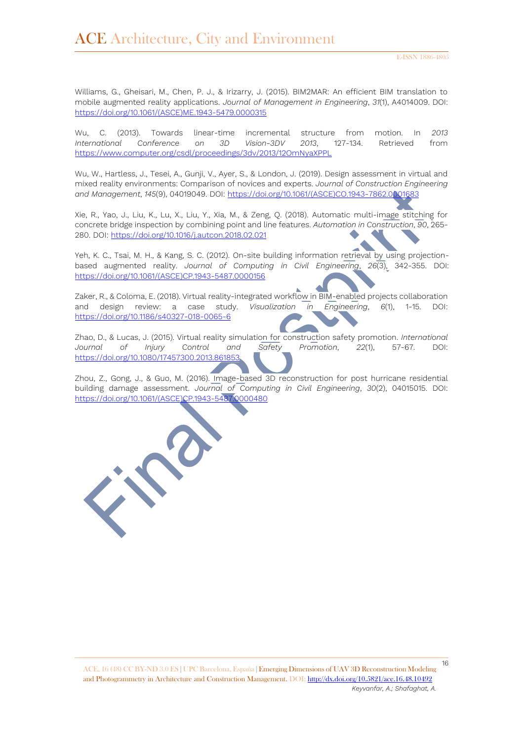Williams, G., Gheisari, M., Chen, P. J., & Irizarry, J. (2015). BIM2MAR: An efficient BIM translation to mobile augmented reality applications. *Journal of Management in Engineering*, *31*(1), A4014009. DOI: https://doi.org/10.1061/(ASCE)ME.1943-5479.0000315

Wu, C. (2013). Towards linear-time incremental structure from motion. In *2013 International Conference on 3D Vision-3DV 2013*, 127-134. Retrieved from https://www.computer.org/csdl/proceedings/3dv/2013/12OmNyaXPPL

Wu, W., Hartless, J., Tesei, A., Gunji, V., Ayer, S., & London, J. (2019). Design assessment in virtual and mixed reality environments: Comparison of novices and experts. *Journal of Construction Engineering and Management*, *145*(9), 04019049. DOI: https://doi.org/10.1061/(ASCE)CO.1943-7862.0001683

Xie, R., Yao, J., Liu, K., Lu, X., Liu, Y., Xia, M., & Zeng, Q. (2018). Automatic multi-image stitching for concrete bridge inspection by combining point and line features. *Automation in Construction*, *90*, 265-280. DOI: https://doi.org/10.1016/j.autcon.2018.02.021

Yeh, K. C., Tsai, M. H., & Kang, S. C. (2012). On-site building information retrieval by using projection-based augmented reality. *Journal of Computing in Civil Engineering*, *26*(3), 342-355. DOI: https://doi.org/10.1061/(ASCE)CP.1943-5487.0000156

Zaker, R., & Coloma, E. (2018). Virtual reality-integrated workflow in BIM-enabled projects collaboration and design review: a case study. *Visualization in Engineering*, *6*(1), 1-15. DOI: https://doi.org/10.1186/s40327-018-0065-6

Zhao, D., & Lucas, J. (2015). Virtual reality simulation for construction safety promotion. *International Journal of Injury Control and Safety Promotion*, *22*(1), 57-67. DOI: https://doi.org/10.1080/17457300.2013.861853

Zhou, Z., Gong, J., & Guo, M. (2016). Image-based 3D reconstruction for post hurricane residential building damage assessment. *Journal of Computing in Civil Engineering*, *30*(2), 04015015. DOI: https://doi.org/10.1061/(ASCE)CP.1943-5487.0000480